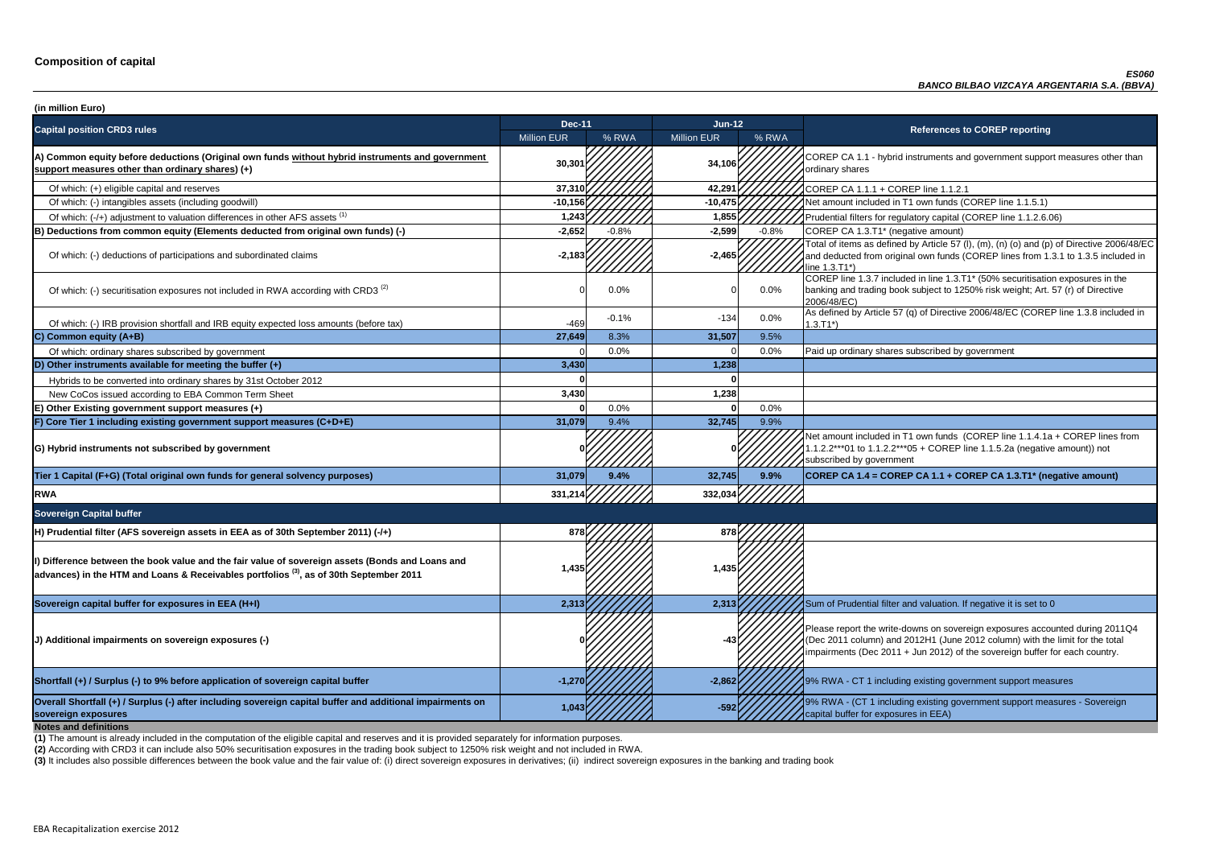# Composition of capital

*ES060*
***BANCO BILBAO VIZCAYA ARGENTARIA S.A. (BBVA)***

**(in million Euro)**

| Capital position CRD3 rules | Dec-11 | | Jun-12 | | References to COREP reporting |
|---|---|---|---|---|---|
| | Million EUR | % RWA | Million EUR | % RWA | |
| **A) Common equity before deductions (Original own funds without hybrid instruments and government support measures other than ordinary shares) (+)** | **30,301** | | **34,106** | | COREP CA 1.1 - hybrid instruments and government support measures other than ordinary shares |
| Of which: (+) eligible capital and reserves | **37,310** | | **42,291** | | COREP CA 1.1.1 + COREP line 1.1.2.1 |
| Of which: (-) intangibles assets (including goodwill) | **-10,156** | | **-10,475** | | Net amount included in T1 own funds (COREP line 1.1.5.1) |
| Of which: (-/+) adjustment to valuation differences in other AFS assets [(1)] | **1,243** | | **1,855** | | Prudential filters for regulatory capital (COREP line 1.1.2.6.06) |
| **B) Deductions from common equity (Elements deducted from original own funds) (-)** | **-2,652** | -0.8% | **-2,599** | -0.8% | COREP CA 1.3.T1* (negative amount) |
| Of which: (-) deductions of participations and subordinated claims | **-2,183** | | **-2,465** | | Total of items as defined by Article 57 (l), (m), (n) (o) and (p) of Directive 2006/48/EC and deducted from original own funds (COREP lines from 1.3.1 to 1.3.5 included in line 1.3.T1*) |
| Of which: (-) securitisation exposures not included in RWA according with CRD3 [(2)] | 0 | 0.0% | 0 | 0.0% | COREP line 1.3.7 included in line 1.3.T1* (50% securitisation exposures in the banking and trading book subject to 1250% risk weight; Art. 57 (r) of Directive 2006/48/EC) |
| Of which: (-) IRB provision shortfall and IRB equity expected loss amounts (before tax) | -469 | -0.1% | -134 | 0.0% | As defined by Article 57 (q) of Directive 2006/48/EC (COREP line 1.3.8 included in 1.3.T1*) |
| **C) Common equity (A+B)** | **27,649** | 8.3% | **31,507** | 9.5% | |
| Of which: ordinary shares subscribed by government | 0 | 0.0% | 0 | 0.0% | Paid up ordinary shares subscribed by government |
| **D) Other instruments available for meeting the buffer (+)** | **3,430** | | **1,238** | | |
| Hybrids to be converted into ordinary shares by 31st October 2012 | **0** | | **0** | | |
| New CoCos issued according to EBA Common Term Sheet | **3,430** | | **1,238** | | |
| **E) Other Existing government support measures (+)** | **0** | 0.0% | **0** | 0.0% | |
| **F) Core Tier 1 including existing government support measures (C+D+E)** | **31,079** | 9.4% | **32,745** | 9.9% | |
| **G) Hybrid instruments not subscribed by government** | **0** | | **0** | | Net amount included in T1 own funds (COREP line 1.1.4.1a + COREP lines from 1.1.2.2***01 to 1.1.2.2***05 + COREP line 1.1.5.2a (negative amount)) not subscribed by government |
| **Tier 1 Capital (F+G) (Total original own funds for general solvency purposes)** | **31,079** | **9.4%** | **32,745** | **9.9%** | **COREP CA 1.4 = COREP CA 1.1 + COREP CA 1.3.T1* (negative amount)** |
| **RWA** | **331,214** | | **332,034** | | |
| **Sovereign Capital buffer** | | | | | |
| **H) Prudential filter (AFS sovereign assets in EEA as of 30th September 2011) (-/+)** | **878** | | **878** | | |
| **I) Difference between the book value and the fair value of sovereign assets (Bonds and Loans and advances) in the HTM and Loans & Receivables portfolios [(3)], as of 30th September 2011** | **1,435** | | **1,435** | | |
| **Sovereign capital buffer for exposures in EEA (H+I)** | **2,313** | | **2,313** | | Sum of Prudential filter and valuation. If negative it is set to 0 |
| **J) Additional impairments on sovereign exposures (-)** | **0** | | **-43** | | Please report the write-downs on sovereign exposures accounted during 2011Q4 (Dec 2011 column) and 2012H1 (June 2012 column) with the limit for the total impairments (Dec 2011 + Jun 2012) of the sovereign buffer for each country. |
| **Shortfall (+) / Surplus (-) to 9% before application of sovereign capital buffer** | **-1,270** | | **-2,862** | | 9% RWA - CT 1 including existing government support measures |
| **Overall Shortfall (+) / Surplus (-) after including sovereign capital buffer and additional impairments on sovereign exposures** | **1,043** | | **-592** | | 9% RWA - (CT 1 including existing government support measures - Sovereign capital buffer for exposures in EEA) |

**Notes and definitions**

**(1)** The amount is already included in the computation of the eligible capital and reserves and it is provided separately for information purposes.

**(2)** According with CRD3 it can include also 50% securitisation exposures in the trading book subject to 1250% risk weight and not included in RWA.

**(3)** It includes also possible differences between the book value and the fair value of: (i) direct sovereign exposures in derivatives; (ii) indirect sovereign exposures in the banking and trading book

EBA Recapitalization exercise 2012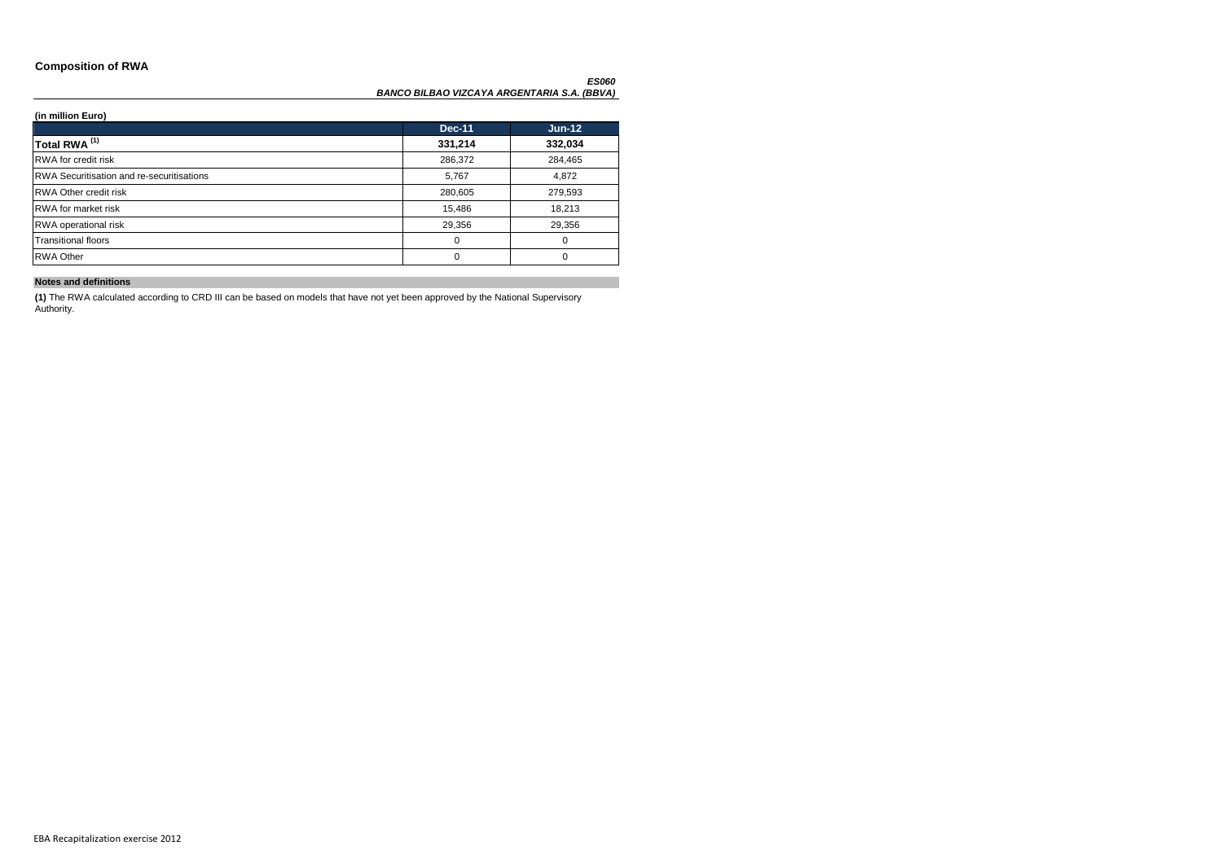## Composition of RWA

***ES060***
***BANCO BILBAO VIZCAYA ARGENTARIA S.A. (BBVA)***

**(in million Euro)**

| | Dec-11 | Jun-12 |
|---|---|---|
| **Total RWA [(1)]** | **331,214** | **332,034** |
| RWA for credit risk | 286,372 | 284,465 |
| RWA Securitisation and re-securitisations | 5,767 | 4,872 |
| RWA Other credit risk | 280,605 | 279,593 |
| RWA for market risk | 15,486 | 18,213 |
| RWA operational risk | 29,356 | 29,356 |
| Transitional floors | 0 | 0 |
| RWA Other | 0 | 0 |

**Notes and definitions**

**(1)** The RWA calculated according to CRD III can be based on models that have not yet been approved by the National Supervisory Authority.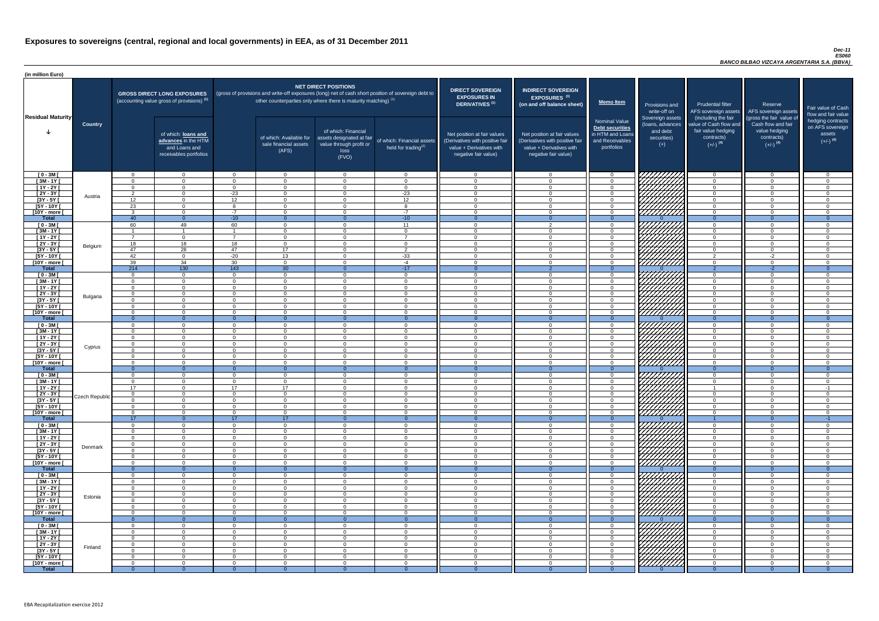# Exposures to sovereigns (central, regional and local governments) in EEA, as of 31 December 2011

*Dec-11*
*ES060*
*BANCO BILBAO VIZCAYA ARGENTARIA S.A. (BBVA)*

(in million Euro)

| Residual Maturity | Country | GROSS DIRECT LONG EXPOSURES (accounting value gross of provisions) (1) | of which: loans and advances in the HTM and Loans and receivables portfolios | NET DIRECT POSITIONS (gross of provisions and write-off exposures (long) net of cash short position of sovereign debt to other counterparties only where there is maturity matching) (1) | of which: Available for sale financial assets (AFS) | of which: Financial assets designated at fair value through profit or loss (FVO) | of which: Financial assets held for trading(2) | DIRECT SOVEREIGN EXPOSURES IN DERIVATIVES (1) Net position at fair values (Derivatives with positive fair value + Derivatives with negative fair value) | INDIRECT SOVEREIGN EXPOSURES (3) (on and off balance sheet) Net position at fair values (Derivatives with positive fair value + Derivatives with negative fair value) | Memo Item: Nominal Value Debt securities in HTM and Loans and Receivables portfolios | Provisions and write-off on Sovereign assets (loans, advances and debt securities) (+) | Prudential filter AFS sovereign assets (including the fair value of Cash flow and fair value hedging contracts) (+/-) (4) | Reserve AFS sovereign assets (gross the fair value of Cash flow and fair value hedging contracts) (+/-) (4) | Fair value of Cash flow and fair value hedging contracts on AFS sovereign assets (+/-) (4) |
|---|---|---|---|---|---|---|---|---|---|---|---|---|---|---|
| [ 0 - 3M [ | Austria | 0 | 0 | 0 | 0 | 0 | 0 | 0 | 0 | 0 | | 0 | 0 | 0 |
| [ 3M - 1Y [ | | 0 | 0 | 0 | 0 | 0 | 0 | 0 | 0 | 0 | | 0 | 0 | 0 |
| [ 1Y - 2Y [ | | 0 | 0 | 0 | 0 | 0 | 0 | 0 | 0 | 0 | | 0 | 0 | 0 |
| [ 2Y - 3Y [ | | 2 | 0 | -23 | 0 | 0 | -23 | 0 | 0 | 0 | | 0 | 0 | 0 |
| [3Y - 5Y [ | | 12 | 0 | 12 | 0 | 0 | 12 | 0 | 0 | 0 | | 0 | 0 | 0 |
| [5Y - 10Y [ | | 23 | 0 | 8 | 0 | 0 | 8 | 0 | 0 | 0 | | 0 | 0 | 0 |
| [10Y - more [ | | 3 | 0 | -7 | 0 | 0 | -7 | 0 | 0 | 0 | | 0 | 0 | 0 |
| **Total** | | 40 | 0 | -10 | 0 | 0 | -10 | 0 | 0 | 0 | 0 | 0 | 0 | 0 |
| [ 0 - 3M [ | Belgium | 60 | 49 | 60 | 0 | 0 | 11 | 0 | 2 | 0 | | 0 | 0 | 0 |
| [ 3M - 1Y [ | | 1 | 1 | 1 | 0 | 0 | 0 | 0 | 0 | 0 | | 0 | 0 | 0 |
| [ 1Y - 2Y [ | | 7 | 0 | 7 | 0 | 0 | 7 | 0 | 0 | 0 | | 0 | 0 | 0 |
| [ 2Y - 3Y [ | | 18 | 18 | 18 | 0 | 0 | 0 | 0 | 0 | 0 | | 0 | 0 | 0 |
| [3Y - 5Y [ | | 47 | 28 | 47 | 17 | 0 | 2 | 0 | 0 | 0 | | 0 | 0 | 0 |
| [5Y - 10Y [ | | 42 | 0 | -20 | 13 | 0 | -33 | 0 | 0 | 0 | | 2 | -2 | 0 |
| [10Y - more [ | | 39 | 34 | 30 | 0 | 0 | -4 | 0 | 0 | 0 | | 0 | 0 | 0 |
| **Total** | | 214 | 130 | 143 | 30 | 0 | -17 | 0 | 2 | 0 | 0 | 2 | -2 | 0 |
| [ 0 - 3M [ | Bulgaria | 0 | 0 | 0 | 0 | 0 | 0 | 0 | 0 | 0 | | 0 | 0 | 0 |
| [ 3M - 1Y [ | | 0 | 0 | 0 | 0 | 0 | 0 | 0 | 0 | 0 | | 0 | 0 | 0 |
| [ 1Y - 2Y [ | | 0 | 0 | 0 | 0 | 0 | 0 | 0 | 0 | 0 | | 0 | 0 | 0 |
| [ 2Y - 3Y [ | | 0 | 0 | 0 | 0 | 0 | 0 | 0 | 0 | 0 | | 0 | 0 | 0 |
| [3Y - 5Y [ | | 0 | 0 | 0 | 0 | 0 | 0 | 0 | 0 | 0 | | 0 | 0 | 0 |
| [5Y - 10Y [ | | 0 | 0 | 0 | 0 | 0 | 0 | 0 | 0 | 0 | | 0 | 0 | 0 |
| [10Y - more [ | | 0 | 0 | 0 | 0 | 0 | 0 | 0 | 0 | 0 | | 0 | 0 | 0 |
| **Total** | | 0 | 0 | 0 | 0 | 0 | 0 | 0 | 0 | 0 | 0 | 0 | 0 | 0 |
| [ 0 - 3M [ | Cyprus | 0 | 0 | 0 | 0 | 0 | 0 | 0 | 0 | 0 | | 0 | 0 | 0 |
| [ 3M - 1Y [ | | 0 | 0 | 0 | 0 | 0 | 0 | 0 | 0 | 0 | | 0 | 0 | 0 |
| [ 1Y - 2Y [ | | 0 | 0 | 0 | 0 | 0 | 0 | 0 | 0 | 0 | | 0 | 0 | 0 |
| [ 2Y - 3Y [ | | 0 | 0 | 0 | 0 | 0 | 0 | 0 | 0 | 0 | | 0 | 0 | 0 |
| [3Y - 5Y [ | | 0 | 0 | 0 | 0 | 0 | 0 | 0 | 0 | 0 | | 0 | 0 | 0 |
| [5Y - 10Y [ | | 0 | 0 | 0 | 0 | 0 | 0 | 0 | 0 | 0 | | 0 | 0 | 0 |
| [10Y - more [ | | 0 | 0 | 0 | 0 | 0 | 0 | 0 | 0 | 0 | | 0 | 0 | 0 |
| **Total** | | 0 | 0 | 0 | 0 | 0 | 0 | 0 | 0 | 0 | 0 | 0 | 0 | 0 |
| [ 0 - 3M [ | Czech Republic | 0 | 0 | 0 | 0 | 0 | 0 | 0 | 0 | 0 | | 0 | 0 | 0 |
| [ 3M - 1Y [ | | 0 | 0 | 0 | 0 | 0 | 0 | 0 | 0 | 0 | | 0 | 0 | 0 |
| [ 1Y - 2Y [ | | 17 | 0 | 17 | 17 | 0 | 0 | 0 | 0 | 0 | | 1 | 0 | -1 |
| [ 2Y - 3Y [ | | 0 | 0 | 0 | 0 | 0 | 0 | 0 | 0 | 0 | | 0 | 0 | 0 |
| [3Y - 5Y [ | | 0 | 0 | 0 | 0 | 0 | 0 | 0 | 0 | 0 | | 0 | 0 | 0 |
| [5Y - 10Y [ | | 0 | 0 | 0 | 0 | 0 | 0 | 0 | 0 | 0 | | 0 | 0 | 0 |
| [10Y - more [ | | 0 | 0 | 0 | 0 | 0 | 0 | 0 | 0 | 0 | | 0 | 0 | 0 |
| **Total** | | 17 | 0 | 17 | 17 | 0 | 0 | 0 | 0 | 0 | 0 | 1 | 0 | -1 |
| [ 0 - 3M [ | Denmark | 0 | 0 | 0 | 0 | 0 | 0 | 0 | 0 | 0 | | 0 | 0 | 0 |
| [ 3M - 1Y [ | | 0 | 0 | 0 | 0 | 0 | 0 | 0 | 0 | 0 | | 0 | 0 | 0 |
| [ 1Y - 2Y [ | | 0 | 0 | 0 | 0 | 0 | 0 | 0 | 0 | 0 | | 0 | 0 | 0 |
| [ 2Y - 3Y [ | | 0 | 0 | 0 | 0 | 0 | 0 | 0 | 0 | 0 | | 0 | 0 | 0 |
| [3Y - 5Y [ | | 0 | 0 | 0 | 0 | 0 | 0 | 0 | 0 | 0 | | 0 | 0 | 0 |
| [5Y - 10Y [ | | 0 | 0 | 0 | 0 | 0 | 0 | 0 | 0 | 0 | | 0 | 0 | 0 |
| [10Y - more [ | | 0 | 0 | 0 | 0 | 0 | 0 | 0 | 0 | 0 | | 0 | 0 | 0 |
| **Total** | | 0 | 0 | 0 | 0 | 0 | 0 | 0 | 0 | 0 | 0 | 0 | 0 | 0 |
| [ 0 - 3M [ | Estonia | 0 | 0 | 0 | 0 | 0 | 0 | 0 | 0 | 0 | | 0 | 0 | 0 |
| [ 3M - 1Y [ | | 0 | 0 | 0 | 0 | 0 | 0 | 0 | 0 | 0 | | 0 | 0 | 0 |
| [ 1Y - 2Y [ | | 0 | 0 | 0 | 0 | 0 | 0 | 0 | 0 | 0 | | 0 | 0 | 0 |
| [ 2Y - 3Y [ | | 0 | 0 | 0 | 0 | 0 | 0 | 0 | 0 | 0 | | 0 | 0 | 0 |
| [3Y - 5Y [ | | 0 | 0 | 0 | 0 | 0 | 0 | 0 | 0 | 0 | | 0 | 0 | 0 |
| [5Y - 10Y [ | | 0 | 0 | 0 | 0 | 0 | 0 | 0 | 0 | 0 | | 0 | 0 | 0 |
| [10Y - more [ | | 0 | 0 | 0 | 0 | 0 | 0 | 0 | 0 | 0 | | 0 | 0 | 0 |
| **Total** | | 0 | 0 | 0 | 0 | 0 | 0 | 0 | 0 | 0 | 0 | 0 | 0 | 0 |
| [ 0 - 3M [ | Finland | 0 | 0 | 0 | 0 | 0 | 0 | 0 | 0 | 0 | | 0 | 0 | 0 |
| [ 3M - 1Y [ | | 0 | 0 | 0 | 0 | 0 | 0 | 0 | 0 | 0 | | 0 | 0 | 0 |
| [ 1Y - 2Y [ | | 0 | 0 | 0 | 0 | 0 | 0 | 0 | 0 | 0 | | 0 | 0 | 0 |
| [ 2Y - 3Y [ | | 0 | 0 | 0 | 0 | 0 | 0 | 0 | 0 | 0 | | 0 | 0 | 0 |
| [3Y - 5Y [ | | 0 | 0 | 0 | 0 | 0 | 0 | 0 | 0 | 0 | | 0 | 0 | 0 |
| [5Y - 10Y [ | | 0 | 0 | 0 | 0 | 0 | 0 | 0 | 0 | 0 | | 0 | 0 | 0 |
| [10Y - more [ | | 0 | 0 | 0 | 0 | 0 | 0 | 0 | 0 | 0 | | 0 | 0 | 0 |
| **Total** | | 0 | 0 | 0 | 0 | 0 | 0 | 0 | 0 | 0 | 0 | 0 | 0 | 0 |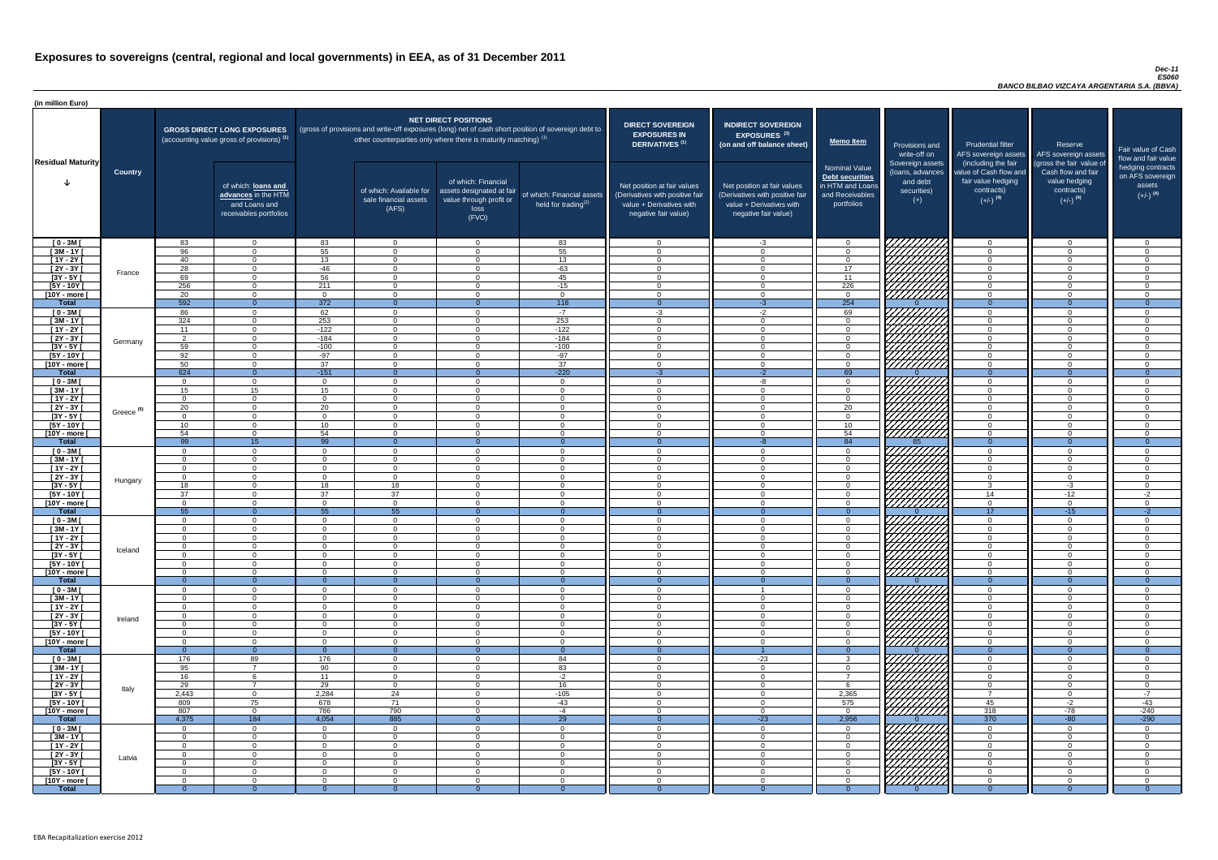# Exposures to sovereigns (central, regional and local governments) in EEA, as of 31 December 2011

*Dec-11*
*ES060*
*BANCO BILBAO VYZCAYA ARGENTARIA S.A. (BBVA)*

(in million Euro)

| Residual Maturity | Country | GROSS DIRECT LONG EXPOSURES (accounting value gross of provisions) (1) | of which: loans and advances in the HTM and Loans and receivables portfolios | NET DIRECT POSITIONS (gross of provisions and write-off exposures (long) net of cash short position of sovereign debt to other counterparties only where there is maturity matching) (1) | of which: Available for sale financial assets (AFS) | of which: Financial assets designated at fair value through profit or loss (FVO) | of which: Financial assets held for trading(2) | DIRECT SOVEREIGN EXPOSURES IN DERIVATIVES (1) Net position at fair values (Derivatives with positive fair value + Derivatives with negative fair value) | INDIRECT SOVEREIGN EXPOSURES (3) (on and off balance sheet) Net position at fair values (Derivatives with positive fair value + Derivatives with negative fair value) | Memo Item Nominal Value Debt securities in HTM and Loans and Receivables portfolios | Provisions and write-off on Sovereign assets (loans, advances and debt securities) (+) | Prudential filter AFS sovereign assets (including the fair value of Cash flow and fair value hedging contracts) (+/-) (4) | Reserve AFS sovereign assets (gross the fair value of Cash flow and fair value hedging contracts) (+/-) (4) | Fair value of Cash flow and fair value hedging contracts on AFS sovereign assets (+/-) (4) |
|---|---|---|---|---|---|---|---|---|---|---|---|---|---|---|
| [ 0 - 3M [ | France | 83 | 0 | 83 | 0 | 0 | 83 | 0 | -3 | 0 | | 0 | 0 | 0 |
| [ 3M - 1Y [ | | 96 | 0 | 55 | 0 | 0 | 55 | 0 | 0 | 0 | | 0 | 0 | 0 |
| [ 1Y - 2Y [ | | 40 | 0 | 13 | 0 | 0 | 13 | 0 | 0 | 0 | | 0 | 0 | 0 |
| [ 2Y - 3Y [ | | 28 | 0 | -46 | 0 | 0 | -63 | 0 | 0 | 17 | | 0 | 0 | 0 |
| [3Y - 5Y [ | | 69 | 0 | 56 | 0 | 0 | 45 | 0 | 0 | 11 | | 0 | 0 | 0 |
| [5Y - 10Y [ | | 256 | 0 | 211 | 0 | 0 | -15 | 0 | 0 | 226 | | 0 | 0 | 0 |
| [10Y - more [ | | 20 | 0 | 0 | 0 | 0 | 0 | 0 | 0 | 0 | | 0 | 0 | 0 |
| **Total** | | 592 | 0 | 372 | 0 | 0 | 118 | 0 | -3 | 254 | 0 | 0 | 0 | 0 |
| [ 0 - 3M [ | Germany | 86 | 0 | 62 | 0 | 0 | -7 | -3 | -2 | 69 | | 0 | 0 | 0 |
| [ 3M - 1Y [ | | 324 | 0 | 253 | 0 | 0 | 253 | 0 | 0 | 0 | | 0 | 0 | 0 |
| [ 1Y - 2Y [ | | 11 | 0 | -122 | 0 | 0 | -122 | 0 | 0 | 0 | | 0 | 0 | 0 |
| [ 2Y - 3Y [ | | 2 | 0 | -184 | 0 | 0 | -184 | 0 | 0 | 0 | | 0 | 0 | 0 |
| [3Y - 5Y [ | | 59 | 0 | -100 | 0 | 0 | -100 | 0 | 0 | 0 | | 0 | 0 | 0 |
| [5Y - 10Y [ | | 92 | 0 | -97 | 0 | 0 | -97 | 0 | 0 | 0 | | 0 | 0 | 0 |
| [10Y - more [ | | 50 | 0 | 37 | 0 | 0 | 37 | 0 | 0 | 0 | | 0 | 0 | 0 |
| **Total** | | 624 | 0 | -151 | 0 | 0 | -220 | -3 | -2 | 69 | 0 | 0 | 0 | 0 |
| [ 0 - 3M [ | Greece (5) | 0 | 0 | 0 | 0 | 0 | 0 | 0 | -8 | 0 | | 0 | 0 | 0 |
| [ 3M - 1Y [ | | 15 | 15 | 15 | 0 | 0 | 0 | 0 | 0 | 0 | | 0 | 0 | 0 |
| [ 1Y - 2Y [ | | 0 | 0 | 0 | 0 | 0 | 0 | 0 | 0 | 0 | | 0 | 0 | 0 |
| [ 2Y - 3Y [ | | 20 | 0 | 20 | 0 | 0 | 0 | 0 | 0 | 20 | | 0 | 0 | 0 |
| [3Y - 5Y [ | | 0 | 0 | 0 | 0 | 0 | 0 | 0 | 0 | 0 | | 0 | 0 | 0 |
| [5Y - 10Y [ | | 10 | 0 | 10 | 0 | 0 | 0 | 0 | 0 | 10 | | 0 | 0 | 0 |
| [10Y - more [ | | 54 | 0 | 54 | 0 | 0 | 0 | 0 | 0 | 54 | | 0 | 0 | 0 |
| **Total** | | 99 | 15 | 99 | 0 | 0 | 0 | 0 | -8 | 84 | 85 | 0 | 0 | 0 |
| [ 0 - 3M [ | Hungary | 0 | 0 | 0 | 0 | 0 | 0 | 0 | 0 | 0 | | 0 | 0 | 0 |
| [ 3M - 1Y [ | | 0 | 0 | 0 | 0 | 0 | 0 | 0 | 0 | 0 | | 0 | 0 | 0 |
| [ 1Y - 2Y [ | | 0 | 0 | 0 | 0 | 0 | 0 | 0 | 0 | 0 | | 0 | 0 | 0 |
| [ 2Y - 3Y [ | | 0 | 0 | 0 | 0 | 0 | 0 | 0 | 0 | 0 | | 0 | 0 | 0 |
| [3Y - 5Y [ | | 18 | 0 | 18 | 18 | 0 | 0 | 0 | 0 | 0 | | 3 | -3 | 0 |
| [5Y - 10Y [ | | 37 | 0 | 37 | 37 | 0 | 0 | 0 | 0 | 0 | | 14 | -12 | -2 |
| [10Y - more [ | | 0 | 0 | 0 | 0 | 0 | 0 | 0 | 0 | 0 | | 0 | 0 | 0 |
| **Total** | | 55 | 0 | 55 | 55 | 0 | 0 | 0 | 0 | 0 | 0 | 17 | -15 | -2 |
| [ 0 - 3M [ | Iceland | 0 | 0 | 0 | 0 | 0 | 0 | 0 | 0 | 0 | | 0 | 0 | 0 |
| [ 3M - 1Y [ | | 0 | 0 | 0 | 0 | 0 | 0 | 0 | 0 | 0 | | 0 | 0 | 0 |
| [ 1Y - 2Y [ | | 0 | 0 | 0 | 0 | 0 | 0 | 0 | 0 | 0 | | 0 | 0 | 0 |
| [ 2Y - 3Y [ | | 0 | 0 | 0 | 0 | 0 | 0 | 0 | 0 | 0 | | 0 | 0 | 0 |
| [3Y - 5Y [ | | 0 | 0 | 0 | 0 | 0 | 0 | 0 | 0 | 0 | | 0 | 0 | 0 |
| [5Y - 10Y [ | | 0 | 0 | 0 | 0 | 0 | 0 | 0 | 0 | 0 | | 0 | 0 | 0 |
| [10Y - more [ | | 0 | 0 | 0 | 0 | 0 | 0 | 0 | 0 | 0 | | 0 | 0 | 0 |
| **Total** | | 0 | 0 | 0 | 0 | 0 | 0 | 0 | 0 | 0 | 0 | 0 | 0 | 0 |
| [ 0 - 3M [ | Ireland | 0 | 0 | 0 | 0 | 0 | 0 | 0 | 1 | 0 | | 0 | 0 | 0 |
| [ 3M - 1Y [ | | 0 | 0 | 0 | 0 | 0 | 0 | 0 | 0 | 0 | | 0 | 0 | 0 |
| [ 1Y - 2Y [ | | 0 | 0 | 0 | 0 | 0 | 0 | 0 | 0 | 0 | | 0 | 0 | 0 |
| [ 2Y - 3Y [ | | 0 | 0 | 0 | 0 | 0 | 0 | 0 | 0 | 0 | | 0 | 0 | 0 |
| [3Y - 5Y [ | | 0 | 0 | 0 | 0 | 0 | 0 | 0 | 0 | 0 | | 0 | 0 | 0 |
| [5Y - 10Y [ | | 0 | 0 | 0 | 0 | 0 | 0 | 0 | 0 | 0 | | 0 | 0 | 0 |
| [10Y - more [ | | 0 | 0 | 0 | 0 | 0 | 0 | 0 | 0 | 0 | | 0 | 0 | 0 |
| **Total** | | 0 | 0 | 0 | 0 | 0 | 0 | 0 | 1 | 0 | 0 | 0 | 0 | 0 |
| [ 0 - 3M [ | Italy | 176 | 89 | 176 | 0 | 0 | 84 | 0 | -23 | 3 | | 0 | 0 | 0 |
| [ 3M - 1Y [ | | 95 | 7 | 90 | 0 | 0 | 83 | 0 | 0 | 0 | | 0 | 0 | 0 |
| [ 1Y - 2Y [ | | 16 | 6 | 11 | 0 | 0 | -2 | 0 | 0 | 7 | | 0 | 0 | 0 |
| [ 2Y - 3Y [ | | 29 | 7 | 29 | 0 | 0 | 16 | 0 | 0 | 6 | | 0 | 0 | 0 |
| [3Y - 5Y [ | | 2,443 | 0 | 2,284 | 24 | 0 | -105 | 0 | 0 | 2,365 | | 7 | 0 | -7 |
| [5Y - 10Y [ | | 809 | 75 | 678 | 71 | 0 | -43 | 0 | 0 | 575 | | 45 | -2 | -43 |
| [10Y - more [ | | 807 | 0 | 786 | 790 | 0 | -4 | 0 | 0 | 0 | | 318 | -78 | -240 |
| **Total** | | 4,375 | 184 | 4,054 | 885 | 0 | 29 | 0 | -23 | 2,956 | 0 | 370 | -80 | -290 |
| [ 0 - 3M [ | Latvia | 0 | 0 | 0 | 0 | 0 | 0 | 0 | 0 | 0 | | 0 | 0 | 0 |
| [ 3M - 1Y [ | | 0 | 0 | 0 | 0 | 0 | 0 | 0 | 0 | 0 | | 0 | 0 | 0 |
| [ 1Y - 2Y [ | | 0 | 0 | 0 | 0 | 0 | 0 | 0 | 0 | 0 | | 0 | 0 | 0 |
| [ 2Y - 3Y [ | | 0 | 0 | 0 | 0 | 0 | 0 | 0 | 0 | 0 | | 0 | 0 | 0 |
| [3Y - 5Y [ | | 0 | 0 | 0 | 0 | 0 | 0 | 0 | 0 | 0 | | 0 | 0 | 0 |
| [5Y - 10Y [ | | 0 | 0 | 0 | 0 | 0 | 0 | 0 | 0 | 0 | | 0 | 0 | 0 |
| [10Y - more [ | | 0 | 0 | 0 | 0 | 0 | 0 | 0 | 0 | 0 | | 0 | 0 | 0 |
| **Total** | | 0 | 0 | 0 | 0 | 0 | 0 | 0 | 0 | 0 | 0 | 0 | 0 | 0 |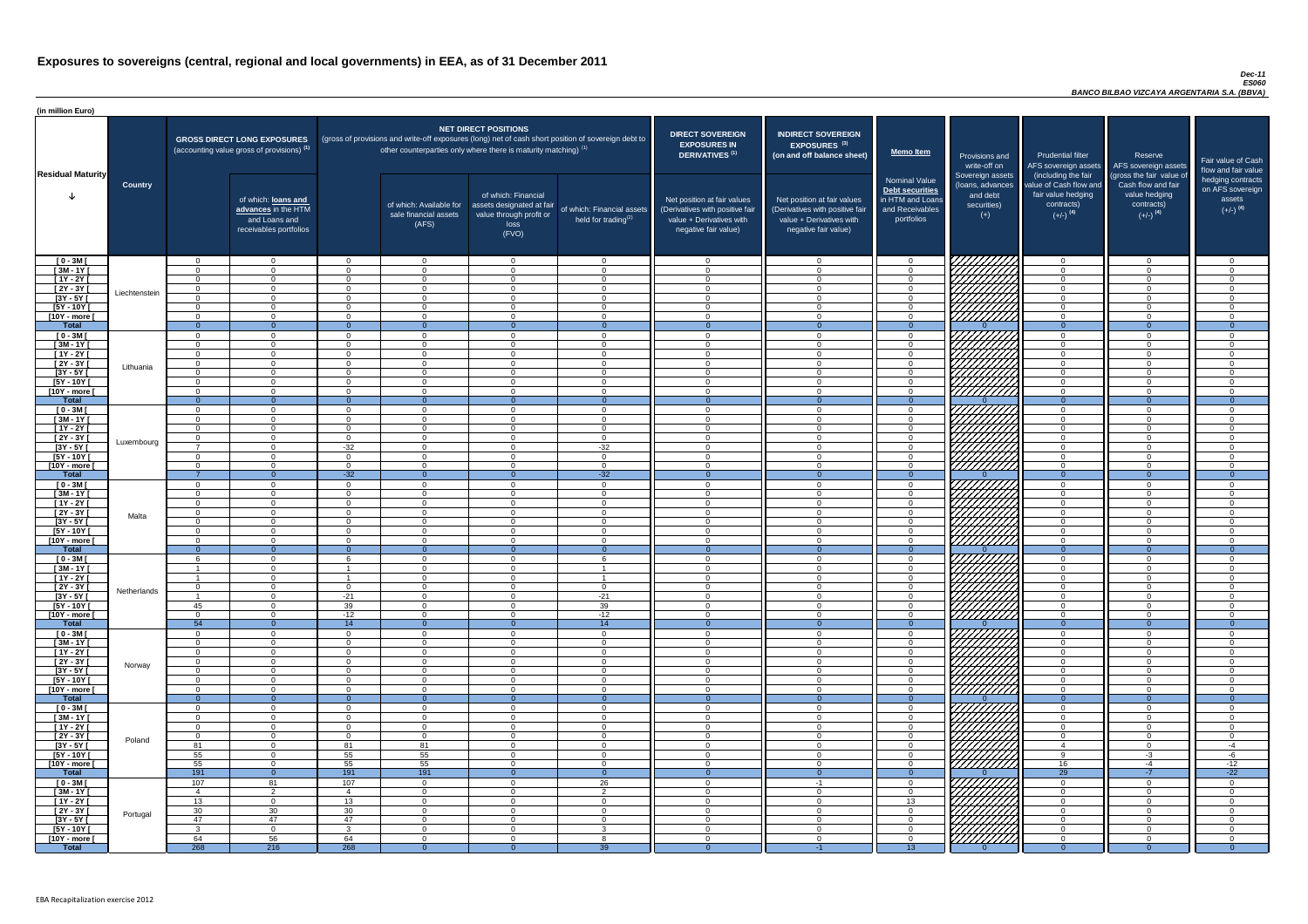# Exposures to sovereigns (central, regional and local governments) in EEA, as of 31 December 2011

*Dec-11*
*ES060*
*BANCO BILBAO VIZCAYA ARGENTARIA S.A. (BBVA)*

(in million Euro)

| Residual Maturity | Country | GROSS DIRECT LONG EXPOSURES (accounting value gross of provisions) (1) | of which: loans and advances in the HTM and Loans and receivables portfolios | NET DIRECT POSITIONS (gross of provisions and write-off exposures (long) net of cash short position of sovereign debt to other counterparties only where there is maturity matching) (1) | of which: Available for sale financial assets (AFS) | of which: Financial assets designated at fair value through profit or loss (FVO) | of which: Financial assets held for trading (2) | DIRECT SOVEREIGN EXPOSURES IN DERIVATIVES (1) Net position at fair values (Derivatives with positive fair value + Derivatives with negative fair value) | INDIRECT SOVEREIGN EXPOSURES (3) (on and off balance sheet) Net position at fair values (Derivatives with positive fair value + Derivatives with negative fair value) | Memo Item: Nominal Value Debt securities in HTM and Loans and Receivables portfolios | Provisions and write-off on Sovereign assets (loans, advances and debt securities) (+) | Prudential filter AFS sovereign assets (including the fair value of Cash flow and fair value hedging contracts) (+/-) (4) | Reserve AFS sovereign assets (gross the fair value of Cash flow and fair value hedging contracts) (+/-) (4) | Fair value of Cash flow and fair value hedging contracts on AFS sovereign assets (+/-) (4) |
|---|---|---|---|---|---|---|---|---|---|---|---|---|---|---|
| [ 0 - 3M [ | Liechtenstein | 0 | 0 | 0 | 0 | 0 | 0 | 0 | 0 | 0 | | 0 | 0 | 0 |
| [ 3M - 1Y [ | | 0 | 0 | 0 | 0 | 0 | 0 | 0 | 0 | 0 | | 0 | 0 | 0 |
| [ 1Y - 2Y [ | | 0 | 0 | 0 | 0 | 0 | 0 | 0 | 0 | 0 | | 0 | 0 | 0 |
| [ 2Y - 3Y [ | | 0 | 0 | 0 | 0 | 0 | 0 | 0 | 0 | 0 | | 0 | 0 | 0 |
| [3Y - 5Y [ | | 0 | 0 | 0 | 0 | 0 | 0 | 0 | 0 | 0 | | 0 | 0 | 0 |
| [5Y - 10Y [ | | 0 | 0 | 0 | 0 | 0 | 0 | 0 | 0 | 0 | | 0 | 0 | 0 |
| [10Y - more [ | | 0 | 0 | 0 | 0 | 0 | 0 | 0 | 0 | 0 | | 0 | 0 | 0 |
| **Total** | | 0 | 0 | 0 | 0 | 0 | 0 | 0 | 0 | 0 | 0 | 0 | 0 | 0 |
| [ 0 - 3M [ | Lithuania | 0 | 0 | 0 | 0 | 0 | 0 | 0 | 0 | 0 | | 0 | 0 | 0 |
| [ 3M - 1Y [ | | 0 | 0 | 0 | 0 | 0 | 0 | 0 | 0 | 0 | | 0 | 0 | 0 |
| [ 1Y - 2Y [ | | 0 | 0 | 0 | 0 | 0 | 0 | 0 | 0 | 0 | | 0 | 0 | 0 |
| [ 2Y - 3Y [ | | 0 | 0 | 0 | 0 | 0 | 0 | 0 | 0 | 0 | | 0 | 0 | 0 |
| [3Y - 5Y [ | | 0 | 0 | 0 | 0 | 0 | 0 | 0 | 0 | 0 | | 0 | 0 | 0 |
| [5Y - 10Y [ | | 0 | 0 | 0 | 0 | 0 | 0 | 0 | 0 | 0 | | 0 | 0 | 0 |
| [10Y - more [ | | 0 | 0 | 0 | 0 | 0 | 0 | 0 | 0 | 0 | | 0 | 0 | 0 |
| **Total** | | 0 | 0 | 0 | 0 | 0 | 0 | 0 | 0 | 0 | 0 | 0 | 0 | 0 |
| [ 0 - 3M [ | Luxembourg | 0 | 0 | 0 | 0 | 0 | 0 | 0 | 0 | 0 | | 0 | 0 | 0 |
| [ 3M - 1Y [ | | 0 | 0 | 0 | 0 | 0 | 0 | 0 | 0 | 0 | | 0 | 0 | 0 |
| [ 1Y - 2Y [ | | 0 | 0 | 0 | 0 | 0 | 0 | 0 | 0 | 0 | | 0 | 0 | 0 |
| [ 2Y - 3Y [ | | 0 | 0 | 0 | 0 | 0 | 0 | 0 | 0 | 0 | | 0 | 0 | 0 |
| [3Y - 5Y [ | | 7 | 0 | -32 | 0 | 0 | -32 | 0 | 0 | 0 | | 0 | 0 | 0 |
| [5Y - 10Y [ | | 0 | 0 | 0 | 0 | 0 | 0 | 0 | 0 | 0 | | 0 | 0 | 0 |
| [10Y - more [ | | 0 | 0 | 0 | 0 | 0 | 0 | 0 | 0 | 0 | | 0 | 0 | 0 |
| **Total** | | 7 | 0 | -32 | 0 | 0 | -32 | 0 | 0 | 0 | 0 | 0 | 0 | 0 |
| [ 0 - 3M [ | Malta | 0 | 0 | 0 | 0 | 0 | 0 | 0 | 0 | 0 | | 0 | 0 | 0 |
| [ 3M - 1Y [ | | 0 | 0 | 0 | 0 | 0 | 0 | 0 | 0 | 0 | | 0 | 0 | 0 |
| [ 1Y - 2Y [ | | 0 | 0 | 0 | 0 | 0 | 0 | 0 | 0 | 0 | | 0 | 0 | 0 |
| [ 2Y - 3Y [ | | 0 | 0 | 0 | 0 | 0 | 0 | 0 | 0 | 0 | | 0 | 0 | 0 |
| [3Y - 5Y [ | | 0 | 0 | 0 | 0 | 0 | 0 | 0 | 0 | 0 | | 0 | 0 | 0 |
| [5Y - 10Y [ | | 0 | 0 | 0 | 0 | 0 | 0 | 0 | 0 | 0 | | 0 | 0 | 0 |
| [10Y - more [ | | 0 | 0 | 0 | 0 | 0 | 0 | 0 | 0 | 0 | | 0 | 0 | 0 |
| **Total** | | 0 | 0 | 0 | 0 | 0 | 0 | 0 | 0 | 0 | 0 | 0 | 0 | 0 |
| [ 0 - 3M [ | Netherlands | 6 | 0 | 6 | 0 | 0 | 6 | 0 | 0 | 0 | | 0 | 0 | 0 |
| [ 3M - 1Y [ | | 1 | 0 | 1 | 0 | 0 | 1 | 0 | 0 | 0 | | 0 | 0 | 0 |
| [ 1Y - 2Y [ | | 1 | 0 | 1 | 0 | 0 | 1 | 0 | 0 | 0 | | 0 | 0 | 0 |
| [ 2Y - 3Y [ | | 0 | 0 | 0 | 0 | 0 | 0 | 0 | 0 | 0 | | 0 | 0 | 0 |
| [3Y - 5Y [ | | 1 | 0 | -21 | 0 | 0 | -21 | 0 | 0 | 0 | | 0 | 0 | 0 |
| [5Y - 10Y [ | | 45 | 0 | 39 | 0 | 0 | 39 | 0 | 0 | 0 | | 0 | 0 | 0 |
| [10Y - more [ | | 0 | 0 | -12 | 0 | 0 | -12 | 0 | 0 | 0 | | 0 | 0 | 0 |
| **Total** | | 54 | 0 | 14 | 0 | 0 | 14 | 0 | 0 | 0 | 0 | 0 | 0 | 0 |
| [ 0 - 3M [ | Norway | 0 | 0 | 0 | 0 | 0 | 0 | 0 | 0 | 0 | | 0 | 0 | 0 |
| [ 3M - 1Y [ | | 0 | 0 | 0 | 0 | 0 | 0 | 0 | 0 | 0 | | 0 | 0 | 0 |
| [ 1Y - 2Y [ | | 0 | 0 | 0 | 0 | 0 | 0 | 0 | 0 | 0 | | 0 | 0 | 0 |
| [ 2Y - 3Y [ | | 0 | 0 | 0 | 0 | 0 | 0 | 0 | 0 | 0 | | 0 | 0 | 0 |
| [3Y - 5Y [ | | 0 | 0 | 0 | 0 | 0 | 0 | 0 | 0 | 0 | | 0 | 0 | 0 |
| [5Y - 10Y [ | | 0 | 0 | 0 | 0 | 0 | 0 | 0 | 0 | 0 | | 0 | 0 | 0 |
| [10Y - more [ | | 0 | 0 | 0 | 0 | 0 | 0 | 0 | 0 | 0 | | 0 | 0 | 0 |
| **Total** | | 0 | 0 | 0 | 0 | 0 | 0 | 0 | 0 | 0 | 0 | 0 | 0 | 0 |
| [ 0 - 3M [ | Poland | 0 | 0 | 0 | 0 | 0 | 0 | 0 | 0 | 0 | | 0 | 0 | 0 |
| [ 3M - 1Y [ | | 0 | 0 | 0 | 0 | 0 | 0 | 0 | 0 | 0 | | 0 | 0 | 0 |
| [ 1Y - 2Y [ | | 0 | 0 | 0 | 0 | 0 | 0 | 0 | 0 | 0 | | 0 | 0 | 0 |
| [ 2Y - 3Y [ | | 0 | 0 | 0 | 0 | 0 | 0 | 0 | 0 | 0 | | 0 | 0 | 0 |
| [3Y - 5Y [ | | 81 | 0 | 81 | 81 | 0 | 0 | 0 | 0 | 0 | | 4 | 0 | -4 |
| [5Y - 10Y [ | | 55 | 0 | 55 | 55 | 0 | 0 | 0 | 0 | 0 | | 9 | -3 | -6 |
| [10Y - more [ | | 55 | 0 | 55 | 55 | 0 | 0 | 0 | 0 | 0 | | 16 | -4 | -12 |
| **Total** | | 191 | 0 | 191 | 191 | 0 | 0 | 0 | 0 | 0 | 0 | 29 | -7 | -22 |
| [ 0 - 3M [ | Portugal | 107 | 81 | 107 | 0 | 0 | 26 | 0 | -1 | 0 | | 0 | 0 | 0 |
| [ 3M - 1Y [ | | 4 | 2 | 4 | 0 | 0 | 2 | 0 | 0 | 0 | | 0 | 0 | 0 |
| [ 1Y - 2Y [ | | 13 | 0 | 13 | 0 | 0 | 0 | 0 | 0 | 13 | | 0 | 0 | 0 |
| [ 2Y - 3Y [ | | 30 | 30 | 30 | 0 | 0 | 0 | 0 | 0 | 0 | | 0 | 0 | 0 |
| [3Y - 5Y [ | | 47 | 47 | 47 | 0 | 0 | 0 | 0 | 0 | 0 | | 0 | 0 | 0 |
| [5Y - 10Y [ | | 3 | 0 | 3 | 0 | 0 | 3 | 0 | 0 | 0 | | 0 | 0 | 0 |
| [10Y - more [ | | 64 | 56 | 64 | 0 | 0 | 8 | 0 | 0 | 0 | | 0 | 0 | 0 |
| **Total** | | 268 | 216 | 268 | 0 | 0 | 39 | 0 | -1 | 13 | 0 | 0 | 0 | 0 |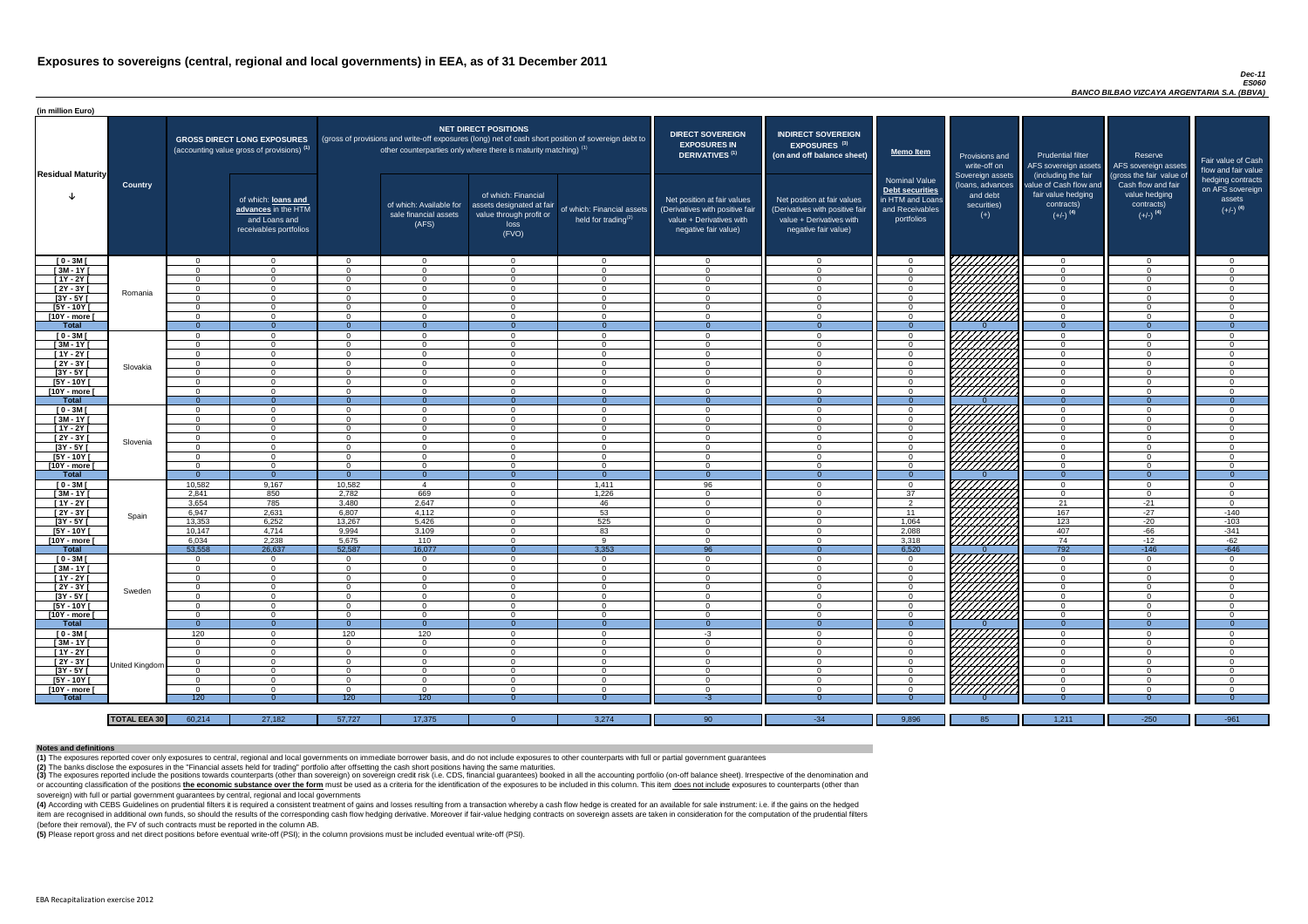# Exposures to sovereigns (central, regional and local governments) in EEA, as of 31 December 2011

*Dec-11*
*ES060*
*BANCO BILBAO VIZCAYA ARGENTARIA S.A. (BBVA)*

(in million Euro)

| Residual Maturity | Country | GROSS DIRECT LONG EXPOSURES (accounting value gross of provisions) (1) | of which: loans and advances in the HTM and Loans and receivables portfolios | NET DIRECT POSITIONS (gross of provisions and write-off exposures (long) net of cash short position of sovereign debt to other counterparties only where there is maturity matching) (1) | of which: Available for sale financial assets (AFS) | of which: Financial assets designated at fair value through profit or loss (FVO) | of which: Financial assets held for trading(2) | DIRECT SOVEREIGN EXPOSURES IN DERIVATIVES (1) Net position at fair values (Derivatives with positive fair value + Derivatives with negative fair value) | INDIRECT SOVEREIGN EXPOSURES (3) (on and off balance sheet) Net position at fair values (Derivatives with positive fair value + Derivatives with negative fair value) | Memo Item: Nominal Value Debt securities in HTM and Loans and Receivables portfolios | Provisions and write-off on Sovereign assets (loans, advances and debt securities) (+) | Prudential filter AFS sovereign assets (including the fair value of Cash flow and fair value hedging contracts) (+/-) (4) | Reserve AFS sovereign assets (gross the fair value of Cash flow and fair value hedging contracts) (+/-) (4) | Fair value of Cash flow and fair value hedging contracts on AFS sovereign assets (+/-) (4) |
|---|---|---|---|---|---|---|---|---|---|---|---|---|---|---|
| [ 0 - 3M [ | Romania | 0 | 0 | 0 | 0 | 0 | 0 | 0 | 0 | 0 | | 0 | 0 | 0 |
| [ 3M - 1Y [ | | 0 | 0 | 0 | 0 | 0 | 0 | 0 | 0 | 0 | | 0 | 0 | 0 |
| [ 1Y - 2Y [ | | 0 | 0 | 0 | 0 | 0 | 0 | 0 | 0 | 0 | | 0 | 0 | 0 |
| [ 2Y - 3Y [ | | 0 | 0 | 0 | 0 | 0 | 0 | 0 | 0 | 0 | | 0 | 0 | 0 |
| [3Y - 5Y [ | | 0 | 0 | 0 | 0 | 0 | 0 | 0 | 0 | 0 | | 0 | 0 | 0 |
| [5Y - 10Y [ | | 0 | 0 | 0 | 0 | 0 | 0 | 0 | 0 | 0 | | 0 | 0 | 0 |
| [10Y - more [ | | 0 | 0 | 0 | 0 | 0 | 0 | 0 | 0 | 0 | | 0 | 0 | 0 |
| **Total** | | 0 | 0 | 0 | 0 | 0 | 0 | 0 | 0 | 0 | 0 | 0 | 0 | 0 |
| [ 0 - 3M [ | Slovakia | 0 | 0 | 0 | 0 | 0 | 0 | 0 | 0 | 0 | | 0 | 0 | 0 |
| [ 3M - 1Y [ | | 0 | 0 | 0 | 0 | 0 | 0 | 0 | 0 | 0 | | 0 | 0 | 0 |
| [ 1Y - 2Y [ | | 0 | 0 | 0 | 0 | 0 | 0 | 0 | 0 | 0 | | 0 | 0 | 0 |
| [ 2Y - 3Y [ | | 0 | 0 | 0 | 0 | 0 | 0 | 0 | 0 | 0 | | 0 | 0 | 0 |
| [3Y - 5Y [ | | 0 | 0 | 0 | 0 | 0 | 0 | 0 | 0 | 0 | | 0 | 0 | 0 |
| [5Y - 10Y [ | | 0 | 0 | 0 | 0 | 0 | 0 | 0 | 0 | 0 | | 0 | 0 | 0 |
| [10Y - more [ | | 0 | 0 | 0 | 0 | 0 | 0 | 0 | 0 | 0 | | 0 | 0 | 0 |
| **Total** | | 0 | 0 | 0 | 0 | 0 | 0 | 0 | 0 | 0 | 0 | 0 | 0 | 0 |
| [ 0 - 3M [ | Slovenia | 0 | 0 | 0 | 0 | 0 | 0 | 0 | 0 | 0 | | 0 | 0 | 0 |
| [ 3M - 1Y [ | | 0 | 0 | 0 | 0 | 0 | 0 | 0 | 0 | 0 | | 0 | 0 | 0 |
| [ 1Y - 2Y [ | | 0 | 0 | 0 | 0 | 0 | 0 | 0 | 0 | 0 | | 0 | 0 | 0 |
| [ 2Y - 3Y [ | | 0 | 0 | 0 | 0 | 0 | 0 | 0 | 0 | 0 | | 0 | 0 | 0 |
| [3Y - 5Y [ | | 0 | 0 | 0 | 0 | 0 | 0 | 0 | 0 | 0 | | 0 | 0 | 0 |
| [5Y - 10Y [ | | 0 | 0 | 0 | 0 | 0 | 0 | 0 | 0 | 0 | | 0 | 0 | 0 |
| [10Y - more [ | | 0 | 0 | 0 | 0 | 0 | 0 | 0 | 0 | 0 | | 0 | 0 | 0 |
| **Total** | | 0 | 0 | 0 | 0 | 0 | 0 | 0 | 0 | 0 | 0 | 0 | 0 | 0 |
| [ 0 - 3M [ | Spain | 10,582 | 9,167 | 10,582 | 4 | 0 | 1,411 | 96 | 0 | 0 | | 0 | 0 | 0 |
| [ 3M - 1Y [ | | 2,841 | 850 | 2,782 | 669 | 0 | 1,226 | 0 | 0 | 37 | | 0 | 0 | 0 |
| [ 1Y - 2Y [ | | 3,654 | 785 | 3,480 | 2,647 | 0 | 46 | 0 | 0 | 2 | | 21 | -21 | 0 |
| [ 2Y - 3Y [ | | 6,947 | 2,631 | 6,807 | 4,112 | 0 | 53 | 0 | 0 | 11 | | 167 | -27 | -140 |
| [3Y - 5Y [ | | 13,353 | 6,252 | 13,267 | 5,426 | 0 | 525 | 0 | 0 | 1,064 | | 123 | -20 | -103 |
| [5Y - 10Y [ | | 10,147 | 4,714 | 9,994 | 3,109 | 0 | 83 | 0 | 0 | 2,088 | | 407 | -66 | -341 |
| [10Y - more [ | | 6,034 | 2,238 | 5,675 | 110 | 0 | 9 | 0 | 0 | 3,318 | | 74 | -12 | -62 |
| **Total** | | 53,558 | 26,637 | 52,587 | 16,077 | 0 | 3,353 | 96 | 0 | 6,520 | 0 | 792 | -146 | -646 |
| [ 0 - 3M [ | Sweden | 0 | 0 | 0 | 0 | 0 | 0 | 0 | 0 | 0 | | 0 | 0 | 0 |
| [ 3M - 1Y [ | | 0 | 0 | 0 | 0 | 0 | 0 | 0 | 0 | 0 | | 0 | 0 | 0 |
| [ 1Y - 2Y [ | | 0 | 0 | 0 | 0 | 0 | 0 | 0 | 0 | 0 | | 0 | 0 | 0 |
| [ 2Y - 3Y [ | | 0 | 0 | 0 | 0 | 0 | 0 | 0 | 0 | 0 | | 0 | 0 | 0 |
| [3Y - 5Y [ | | 0 | 0 | 0 | 0 | 0 | 0 | 0 | 0 | 0 | | 0 | 0 | 0 |
| [5Y - 10Y [ | | 0 | 0 | 0 | 0 | 0 | 0 | 0 | 0 | 0 | | 0 | 0 | 0 |
| [10Y - more [ | | 0 | 0 | 0 | 0 | 0 | 0 | 0 | 0 | 0 | | 0 | 0 | 0 |
| **Total** | | 0 | 0 | 0 | 0 | 0 | 0 | 0 | 0 | 0 | 0 | 0 | 0 | 0 |
| [ 0 - 3M [ | United Kingdom | 120 | 0 | 120 | 120 | 0 | 0 | -3 | 0 | 0 | | 0 | 0 | 0 |
| [ 3M - 1Y [ | | 0 | 0 | 0 | 0 | 0 | 0 | 0 | 0 | 0 | | 0 | 0 | 0 |
| [ 1Y - 2Y [ | | 0 | 0 | 0 | 0 | 0 | 0 | 0 | 0 | 0 | | 0 | 0 | 0 |
| [ 2Y - 3Y [ | | 0 | 0 | 0 | 0 | 0 | 0 | 0 | 0 | 0 | | 0 | 0 | 0 |
| [3Y - 5Y [ | | 0 | 0 | 0 | 0 | 0 | 0 | 0 | 0 | 0 | | 0 | 0 | 0 |
| [5Y - 10Y [ | | 0 | 0 | 0 | 0 | 0 | 0 | 0 | 0 | 0 | | 0 | 0 | 0 |
| [10Y - more [ | | 0 | 0 | 0 | 0 | 0 | 0 | 0 | 0 | 0 | | 0 | 0 | 0 |
| **Total** | | 120 | 0 | 120 | 120 | 0 | 0 | -3 | 0 | 0 | 0 | 0 | 0 | 0 |
| | **TOTAL EEA 30** | 60,214 | 27,182 | 57,727 | 17,375 | 0 | 3,274 | 90 | -34 | 9,896 | 85 | 1,211 | -250 | -961 |

**Notes and definitions**

**(1)** The exposures reported cover only exposures to central, regional and local governments on immediate borrower basis, and do not include exposures to other counterparts with full or partial government guarantees

**(2)** The banks disclose the exposures in the "Financial assets held for trading" portfolio after offsetting the cash short positions having the same maturities.

**(3)** The exposures reported include the positions towards counterparts (other than sovereign) on sovereign credit risk (i.e. CDS, financial guarantees) booked in all the accounting portfolio (on-off balance sheet). Irrespective of the denomination and or accounting classification of the positions **the economic substance over the form** must be used as a criteria for the identification of the exposures to be included in this column. This item does not include exposures to counterparts (other than sovereign) with full or partial government guarantees by central, regional and local governments

**(4)** According with CEBS Guidelines on prudential filters it is required a consistent treatment of gains and losses resulting from a transaction whereby a cash flow hedge is created for an available for sale instrument: i.e. if the gains on the hedged item are recognised in additional own funds, so should the results of the corresponding cash flow hedging derivative. Moreover if fair-value hedging contracts on sovereign assets are taken in consideration for the computation of the prudential filters (before their removal), the FV of such contracts must be reported in the column AB.

**(5)** Please report gross and net direct positions before eventual write-off (PSI); in the column provisions must be included eventual write-off (PSI).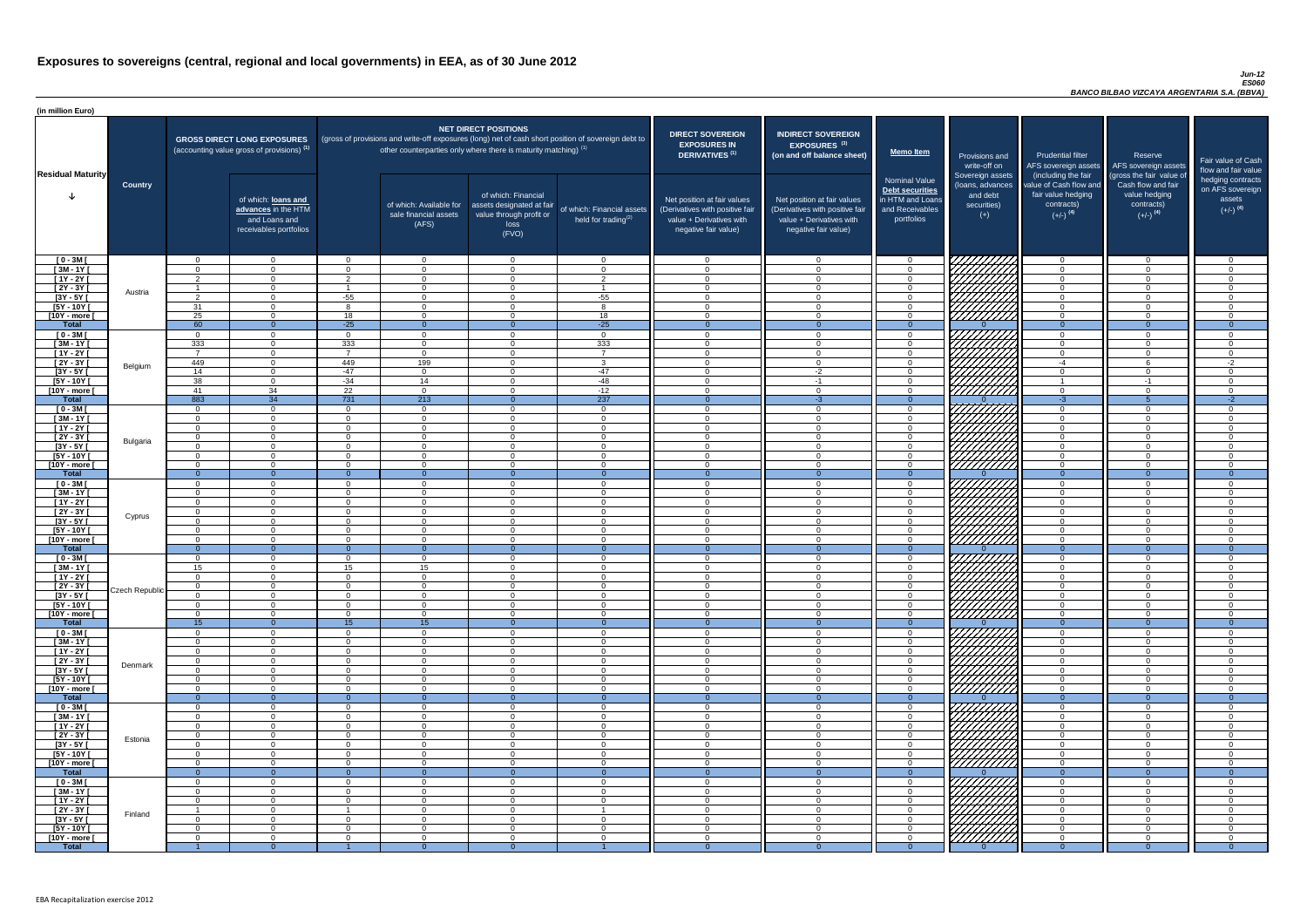# Exposures to sovereigns (central, regional and local governments) in EEA, as of 30 June 2012

*Jun-12*
*ES060*
*BANCO BILBAO VIZCAYA ARGENTARIA S.A. (BBVA)*

(in million Euro)

| Residual Maturity | Country | GROSS DIRECT LONG EXPOSURES (accounting value gross of provisions) (1) | of which: loans and advances in the HTM and Loans and receivables portfolios | NET DIRECT POSITIONS (gross of provisions and write-off exposures (long) net of cash short position of sovereign debt to other counterparties only where there is maturity matching) (1) | of which: Available for sale financial assets (AFS) | of which: Financial assets designated at fair value through profit or loss (FVO) | of which: Financial assets held for trading(2) | DIRECT SOVEREIGN EXPOSURES IN DERIVATIVES (1) Net position at fair values (Derivatives with positive fair value + Derivatives with negative fair value) | INDIRECT SOVEREIGN EXPOSURES (3) (on and off balance sheet) Net position at fair values (Derivatives with positive fair value + Derivatives with negative fair value) | Memo Item: Nominal Value Debt securities in HTM and Loans and Receivables portfolios | Provisions and write-off on Sovereign assets (loans, advances and debt securities) (+) | Prudential filter AFS sovereign assets (including the fair value of Cash flow and fair value hedging contracts) (+/-) (4) | Reserve AFS sovereign assets (gross the fair value of Cash flow and fair value hedging contracts) (+/-) (4) | Fair value of Cash flow and fair value hedging contracts on AFS sovereign assets (+/-) (4) |
|---|---|---|---|---|---|---|---|---|---|---|---|---|---|---|
| [ 0 - 3M [ | Austria | 0 | 0 | 0 | 0 | 0 | 0 | 0 | 0 | 0 | | 0 | 0 | 0 |
| [ 3M - 1Y [ | | 0 | 0 | 0 | 0 | 0 | 0 | 0 | 0 | 0 | | 0 | 0 | 0 |
| [ 1Y - 2Y [ | | 2 | 0 | 2 | 0 | 0 | 2 | 0 | 0 | 0 | | 0 | 0 | 0 |
| [ 2Y - 3Y [ | | 1 | 0 | 1 | 0 | 0 | 1 | 0 | 0 | 0 | | 0 | 0 | 0 |
| [3Y - 5Y [ | | 2 | 0 | -55 | 0 | 0 | -55 | 0 | 0 | 0 | | 0 | 0 | 0 |
| [5Y - 10Y [ | | 31 | 0 | 8 | 0 | 0 | 8 | 0 | 0 | 0 | | 0 | 0 | 0 |
| [10Y - more [ | | 25 | 0 | 18 | 0 | 0 | 18 | 0 | 0 | 0 | | 0 | 0 | 0 |
| **Total** | | 60 | 0 | -25 | 0 | 0 | -25 | 0 | 0 | 0 | 0 | 0 | 0 | 0 |
| [ 0 - 3M [ | Belgium | 0 | 0 | 0 | 0 | 0 | 0 | 0 | 0 | 0 | | 0 | 0 | 0 |
| [ 3M - 1Y [ | | 333 | 0 | 333 | 0 | 0 | 333 | 0 | 0 | 0 | | 0 | 0 | 0 |
| [ 1Y - 2Y [ | | 7 | 0 | 7 | 0 | 0 | 7 | 0 | 0 | 0 | | 0 | 0 | 0 |
| [ 2Y - 3Y [ | | 449 | 0 | 449 | 199 | 0 | 3 | 0 | 0 | 0 | | -4 | 6 | -2 |
| [3Y - 5Y [ | | 14 | 0 | -47 | 0 | 0 | -47 | 0 | -2 | 0 | | 0 | 0 | 0 |
| [5Y - 10Y [ | | 38 | 0 | -34 | 14 | 0 | -48 | 0 | -1 | 0 | | 1 | -1 | 0 |
| [10Y - more [ | | 41 | 34 | 22 | 0 | 0 | -12 | 0 | 0 | 0 | | 0 | 0 | 0 |
| **Total** | | 883 | 34 | 731 | 213 | 0 | 237 | 0 | -3 | 0 | 0 | -3 | 5 | -2 |
| [ 0 - 3M [ | Bulgaria | 0 | 0 | 0 | 0 | 0 | 0 | 0 | 0 | 0 | | 0 | 0 | 0 |
| [ 3M - 1Y [ | | 0 | 0 | 0 | 0 | 0 | 0 | 0 | 0 | 0 | | 0 | 0 | 0 |
| [ 1Y - 2Y [ | | 0 | 0 | 0 | 0 | 0 | 0 | 0 | 0 | 0 | | 0 | 0 | 0 |
| [ 2Y - 3Y [ | | 0 | 0 | 0 | 0 | 0 | 0 | 0 | 0 | 0 | | 0 | 0 | 0 |
| [3Y - 5Y [ | | 0 | 0 | 0 | 0 | 0 | 0 | 0 | 0 | 0 | | 0 | 0 | 0 |
| [5Y - 10Y [ | | 0 | 0 | 0 | 0 | 0 | 0 | 0 | 0 | 0 | | 0 | 0 | 0 |
| [10Y - more [ | | 0 | 0 | 0 | 0 | 0 | 0 | 0 | 0 | 0 | | 0 | 0 | 0 |
| **Total** | | 0 | 0 | 0 | 0 | 0 | 0 | 0 | 0 | 0 | 0 | 0 | 0 | 0 |
| [ 0 - 3M [ | Cyprus | 0 | 0 | 0 | 0 | 0 | 0 | 0 | 0 | 0 | | 0 | 0 | 0 |
| [ 3M - 1Y [ | | 0 | 0 | 0 | 0 | 0 | 0 | 0 | 0 | 0 | | 0 | 0 | 0 |
| [ 1Y - 2Y [ | | 0 | 0 | 0 | 0 | 0 | 0 | 0 | 0 | 0 | | 0 | 0 | 0 |
| [ 2Y - 3Y [ | | 0 | 0 | 0 | 0 | 0 | 0 | 0 | 0 | 0 | | 0 | 0 | 0 |
| [3Y - 5Y [ | | 0 | 0 | 0 | 0 | 0 | 0 | 0 | 0 | 0 | | 0 | 0 | 0 |
| [5Y - 10Y [ | | 0 | 0 | 0 | 0 | 0 | 0 | 0 | 0 | 0 | | 0 | 0 | 0 |
| [10Y - more [ | | 0 | 0 | 0 | 0 | 0 | 0 | 0 | 0 | 0 | | 0 | 0 | 0 |
| **Total** | | 0 | 0 | 0 | 0 | 0 | 0 | 0 | 0 | 0 | 0 | 0 | 0 | 0 |
| [ 0 - 3M [ | Czech Republic | 0 | 0 | 0 | 0 | 0 | 0 | 0 | 0 | 0 | | 0 | 0 | 0 |
| [ 3M - 1Y [ | | 15 | 0 | 15 | 15 | 0 | 0 | 0 | 0 | 0 | | 0 | 0 | 0 |
| [ 1Y - 2Y [ | | 0 | 0 | 0 | 0 | 0 | 0 | 0 | 0 | 0 | | 0 | 0 | 0 |
| [ 2Y - 3Y [ | | 0 | 0 | 0 | 0 | 0 | 0 | 0 | 0 | 0 | | 0 | 0 | 0 |
| [3Y - 5Y [ | | 0 | 0 | 0 | 0 | 0 | 0 | 0 | 0 | 0 | | 0 | 0 | 0 |
| [5Y - 10Y [ | | 0 | 0 | 0 | 0 | 0 | 0 | 0 | 0 | 0 | | 0 | 0 | 0 |
| [10Y - more [ | | 0 | 0 | 0 | 0 | 0 | 0 | 0 | 0 | 0 | | 0 | 0 | 0 |
| **Total** | | 15 | 0 | 15 | 15 | 0 | 0 | 0 | 0 | 0 | 0 | 0 | 0 | 0 |
| [ 0 - 3M [ | Denmark | 0 | 0 | 0 | 0 | 0 | 0 | 0 | 0 | 0 | | 0 | 0 | 0 |
| [ 3M - 1Y [ | | 0 | 0 | 0 | 0 | 0 | 0 | 0 | 0 | 0 | | 0 | 0 | 0 |
| [ 1Y - 2Y [ | | 0 | 0 | 0 | 0 | 0 | 0 | 0 | 0 | 0 | | 0 | 0 | 0 |
| [ 2Y - 3Y [ | | 0 | 0 | 0 | 0 | 0 | 0 | 0 | 0 | 0 | | 0 | 0 | 0 |
| [3Y - 5Y [ | | 0 | 0 | 0 | 0 | 0 | 0 | 0 | 0 | 0 | | 0 | 0 | 0 |
| [5Y - 10Y [ | | 0 | 0 | 0 | 0 | 0 | 0 | 0 | 0 | 0 | | 0 | 0 | 0 |
| [10Y - more [ | | 0 | 0 | 0 | 0 | 0 | 0 | 0 | 0 | 0 | | 0 | 0 | 0 |
| **Total** | | 0 | 0 | 0 | 0 | 0 | 0 | 0 | 0 | 0 | 0 | 0 | 0 | 0 |
| [ 0 - 3M [ | Estonia | 0 | 0 | 0 | 0 | 0 | 0 | 0 | 0 | 0 | | 0 | 0 | 0 |
| [ 3M - 1Y [ | | 0 | 0 | 0 | 0 | 0 | 0 | 0 | 0 | 0 | | 0 | 0 | 0 |
| [ 1Y - 2Y [ | | 0 | 0 | 0 | 0 | 0 | 0 | 0 | 0 | 0 | | 0 | 0 | 0 |
| [ 2Y - 3Y [ | | 0 | 0 | 0 | 0 | 0 | 0 | 0 | 0 | 0 | | 0 | 0 | 0 |
| [3Y - 5Y [ | | 0 | 0 | 0 | 0 | 0 | 0 | 0 | 0 | 0 | | 0 | 0 | 0 |
| [5Y - 10Y [ | | 0 | 0 | 0 | 0 | 0 | 0 | 0 | 0 | 0 | | 0 | 0 | 0 |
| [10Y - more [ | | 0 | 0 | 0 | 0 | 0 | 0 | 0 | 0 | 0 | | 0 | 0 | 0 |
| **Total** | | 0 | 0 | 0 | 0 | 0 | 0 | 0 | 0 | 0 | 0 | 0 | 0 | 0 |
| [ 0 - 3M [ | Finland | 0 | 0 | 0 | 0 | 0 | 0 | 0 | 0 | 0 | | 0 | 0 | 0 |
| [ 3M - 1Y [ | | 0 | 0 | 0 | 0 | 0 | 0 | 0 | 0 | 0 | | 0 | 0 | 0 |
| [ 1Y - 2Y [ | | 0 | 0 | 0 | 0 | 0 | 0 | 0 | 0 | 0 | | 0 | 0 | 0 |
| [ 2Y - 3Y [ | | 1 | 0 | 1 | 0 | 0 | 1 | 0 | 0 | 0 | | 0 | 0 | 0 |
| [3Y - 5Y [ | | 0 | 0 | 0 | 0 | 0 | 0 | 0 | 0 | 0 | | 0 | 0 | 0 |
| [5Y - 10Y [ | | 0 | 0 | 0 | 0 | 0 | 0 | 0 | 0 | 0 | | 0 | 0 | 0 |
| [10Y - more [ | | 0 | 0 | 0 | 0 | 0 | 0 | 0 | 0 | 0 | | 0 | 0 | 0 |
| **Total** | | 1 | 0 | 1 | 0 | 0 | 1 | 0 | 0 | 0 | 0 | 0 | 0 | 0 |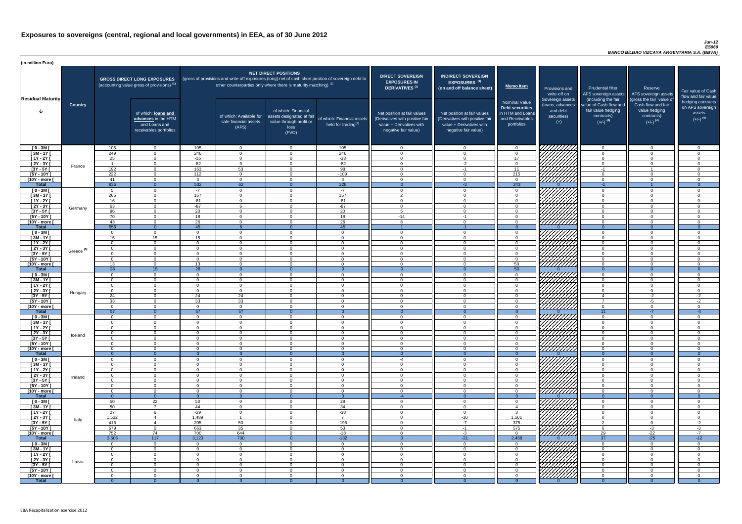# Exposures to sovereigns (central, regional and local governments) in EEA, as of 30 June 2012

*Jun-12*
*ES060*
*BANCO BILBAO VIZCAYA ARGENTARIA S.A. (BBVA)*

(in million Euro)

| Residual Maturity | Country | GROSS DIRECT LONG EXPOSURES (accounting value gross of provisions) (1) | of which: loans and advances in the HTM and Loans and receivables portfolios | NET DIRECT POSITIONS (gross of provisions and write-off exposures (long) net of cash short position of sovereign debt to other counterparties only where there is maturity matching) (1) | of which: Available for sale financial assets (AFS) | of which: Financial assets designated at fair value through profit or loss (FVO) | of which: Financial assets held for trading(2) | DIRECT SOVEREIGN EXPOSURES IN DERIVATIVES (1) Net position at fair values (Derivatives with positive fair value + Derivatives with negative fair value) | INDIRECT SOVEREIGN EXPOSURES (3) (on and off balance sheet) Net position at fair values (Derivatives with positive fair value + Derivatives with negative fair value) | Memo Item Nominal Value Debt securities in HTM and Loans and Receivables portfolios | Provisions and write-off on Sovereign assets (loans, advances and debt securities) (+) | Prudential filter AFS sovereign assets (including the fair value of Cash flow and fair value hedging contracts) (+/-) (4) | Reserve AFS sovereign assets (gross the fair value of Cash flow and fair value hedging contracts) (+/-) (4) | Fair value of Cash flow and fair value hedging contracts on AFS sovereign assets (+/-) (4) |
|---|---|---|---|---|---|---|---|---|---|---|---|---|---|---|
| [ 0 - 3M [ | France | 105 | 0 | 105 | 0 | 0 | 105 | 0 | 0 | 0 | | 0 | 0 | 0 |
| [ 3M - 1Y [ | | 249 | 0 | 246 | 0 | 0 | 246 | 0 | 0 | 0 | | 0 | 0 | 0 |
| [ 1Y - 2Y [ | | 25 | 0 | -16 | 0 | 0 | -33 | 0 | 0 | 17 | | 0 | 0 | 0 |
| [ 2Y - 3Y [ | | 1 | 0 | -82 | 9 | 0 | -82 | 0 | -2 | 0 | | 0 | 0 | 0 |
| [3Y - 5Y [ | | 192 | 0 | 163 | 53 | 0 | 98 | 0 | -1 | 11 | | -1 | 1 | 0 |
| [5Y - 10Y [ | | 222 | 0 | 112 | 0 | 0 | -109 | 0 | 0 | 215 | | 0 | 0 | 0 |
| [10Y - more [ | | 41 | 0 | 3 | 0 | 0 | 3 | 0 | 0 | 0 | | 0 | 0 | 0 |
| **Total** | | 836 | 0 | 532 | 62 | 0 | 228 | 0 | -3 | 243 | 0 | -1 | 1 | 0 |
| [ 0 - 3M [ | Germany | 5 | 0 | -7 | 0 | 0 | -7 | 0 | 0 | 0 | | 0 | 0 | 0 |
| [ 3M - 1Y [ | | 265 | 0 | 157 | 0 | 0 | 157 | 2 | 0 | 0 | | 0 | 0 | 0 |
| [ 1Y - 2Y [ | | 16 | 0 | -81 | 0 | 0 | -81 | 0 | 0 | 0 | | 0 | 0 | 0 |
| [ 2Y - 3Y [ | | 63 | 0 | -87 | 6 | 0 | -87 | 0 | 0 | 0 | | 0 | 0 | 0 |
| [3Y - 5Y [ | | 96 | 0 | 20 | 0 | 0 | 20 | 5 | 0 | 0 | | 0 | 0 | 0 |
| [5Y - 10Y [ | | 70 | 0 | 18 | 0 | 0 | 18 | -14 | -1 | 0 | | 0 | 0 | 0 |
| [10Y - more [ | | 43 | 0 | 26 | 0 | 0 | 26 | 8 | 0 | 0 | | 0 | 0 | 0 |
| **Total** | | 556 | 0 | 45 | 6 | 0 | 45 | 1 | -1 | 0 | 0 | 0 | 0 | 0 |
| [ 0 - 3M [ | Greece (5) | 0 | 0 | 0 | 0 | 0 | 0 | 0 | 0 | 0 | | 0 | 0 | 0 |
| [ 3M - 1Y [ | | 15 | 15 | 15 | 0 | 0 | 0 | 0 | 0 | 0 | | 0 | 0 | 0 |
| [ 1Y - 2Y [ | | 0 | 0 | 0 | 0 | 0 | 0 | 0 | 0 | 0 | | 0 | 0 | 0 |
| [ 2Y - 3Y [ | | 0 | 0 | 0 | 0 | 0 | 0 | 0 | 0 | 0 | | 0 | 0 | 0 |
| [3Y - 5Y [ | | 0 | 0 | 0 | 0 | 0 | 0 | 0 | 0 | 0 | | 0 | 0 | 0 |
| [5Y - 10Y [ | | 0 | 0 | 0 | 0 | 0 | 0 | 0 | 0 | 0 | | 0 | 0 | 0 |
| [10Y - more [ | | 13 | 0 | 13 | 0 | 0 | 0 | 0 | 0 | 50 | | 0 | 0 | 0 |
| **Total** | | 28 | 15 | 28 | 0 | 0 | 0 | 0 | 0 | 50 | 0 | 0 | 0 | 0 |
| [ 0 - 3M [ | Hungary | 0 | 0 | 0 | 0 | 0 | 0 | 0 | 0 | 0 | | 0 | 0 | 0 |
| [ 3M - 1Y [ | | 0 | 0 | 0 | 0 | 0 | 0 | 0 | 0 | 0 | | 0 | 0 | 0 |
| [ 1Y - 2Y [ | | 0 | 0 | 0 | 0 | 0 | 0 | 0 | 0 | 0 | | 0 | 0 | 0 |
| [ 2Y - 3Y [ | | 0 | 0 | 0 | 0 | 0 | 0 | 0 | 0 | 0 | | 0 | 0 | 0 |
| [3Y - 5Y [ | | 24 | 0 | 24 | 24 | 0 | 0 | 0 | 0 | 0 | | 4 | -2 | -2 |
| [5Y - 10Y [ | | 33 | 0 | 33 | 33 | 0 | 0 | 0 | 0 | 0 | | 7 | -5 | -2 |
| [10Y - more [ | | 0 | 0 | 0 | 0 | 0 | 0 | 0 | 0 | 0 | | 0 | 0 | 0 |
| **Total** | | 57 | 0 | 57 | 57 | 0 | 0 | 0 | 0 | 0 | 0 | 11 | -7 | -4 |
| [ 0 - 3M [ | Iceland | 0 | 0 | 0 | 0 | 0 | 0 | 0 | 0 | 0 | | 0 | 0 | 0 |
| [ 3M - 1Y [ | | 0 | 0 | 0 | 0 | 0 | 0 | 0 | 0 | 0 | | 0 | 0 | 0 |
| [ 1Y - 2Y [ | | 0 | 0 | 0 | 0 | 0 | 0 | 0 | 0 | 0 | | 0 | 0 | 0 |
| [ 2Y - 3Y [ | | 0 | 0 | 0 | 0 | 0 | 0 | 0 | 0 | 0 | | 0 | 0 | 0 |
| [3Y - 5Y [ | | 0 | 0 | 0 | 0 | 0 | 0 | 0 | 0 | 0 | | 0 | 0 | 0 |
| [5Y - 10Y [ | | 0 | 0 | 0 | 0 | 0 | 0 | 0 | 0 | 0 | | 0 | 0 | 0 |
| [10Y - more [ | | 0 | 0 | 0 | 0 | 0 | 0 | 0 | 0 | 0 | | 0 | 0 | 0 |
| **Total** | | 0 | 0 | 0 | 0 | 0 | 0 | 0 | 0 | 0 | 0 | 0 | 0 | 0 |
| [ 0 - 3M [ | Ireland | 0 | 0 | 0 | 0 | 0 | 0 | -4 | 0 | 0 | | 0 | 0 | 0 |
| [ 3M - 1Y [ | | 0 | 0 | 0 | 0 | 0 | 0 | 0 | 0 | 0 | | 0 | 0 | 0 |
| [ 1Y - 2Y [ | | 0 | 0 | 0 | 0 | 0 | 0 | 0 | 0 | 0 | | 0 | 0 | 0 |
| [ 2Y - 3Y [ | | 0 | 0 | 0 | 0 | 0 | 0 | 0 | 0 | 0 | | 0 | 0 | 0 |
| [3Y - 5Y [ | | 0 | 0 | 0 | 0 | 0 | 0 | 0 | 0 | 0 | | 0 | 0 | 0 |
| [5Y - 10Y [ | | 0 | 0 | 0 | 0 | 0 | 0 | 0 | 0 | 0 | | 0 | 0 | 0 |
| [10Y - more [ | | 0 | 0 | 0 | 0 | 0 | 0 | 0 | 0 | 0 | | 0 | 0 | 0 |
| **Total** | | 0 | 0 | 0 | 0 | 0 | 0 | -4 | 0 | 0 | 0 | 0 | 0 | 0 |
| [ 0 - 3M [ | Italy | 50 | 22 | 50 | 0 | 0 | 28 | 0 | 0 | 0 | | 0 | 0 | 0 |
| [ 3M - 1Y [ | | 50 | 7 | 44 | 0 | 0 | 34 | 0 | 0 | 4 | | 0 | 0 | 0 |
| [ 1Y - 2Y [ | | 27 | 6 | -29 | 0 | 0 | -38 | 0 | 0 | 3 | | 0 | 0 | 0 |
| [ 2Y - 3Y [ | | 1,532 | 4 | 1,489 | 1 | 0 | 7 | 0 | -10 | 1,501 | | 0 | 0 | 0 |
| [3Y - 5Y [ | | 416 | 4 | 205 | 50 | 0 | -198 | 0 | -7 | 375 | | 2 | 0 | -2 |
| [5Y - 10Y [ | | 679 | 0 | 663 | 35 | 0 | 53 | 0 | -1 | 575 | | 6 | -3 | -3 |
| [10Y - more [ | | 752 | 74 | 700 | 644 | 0 | -18 | 0 | -3 | 0 | | 29 | -22 | -7 |
| **Total** | | 3,506 | 117 | 3,123 | 730 | 0 | -132 | 0 | -21 | 2,458 | 0 | 37 | -25 | -12 |
| [ 0 - 3M [ | Latvia | 0 | 0 | 0 | 0 | 0 | 0 | 0 | 0 | 0 | | 0 | 0 | 0 |
| [ 3M - 1Y [ | | 0 | 0 | 0 | 0 | 0 | 0 | 0 | 0 | 0 | | 0 | 0 | 0 |
| [ 1Y - 2Y [ | | 0 | 0 | 0 | 0 | 0 | 0 | 0 | 0 | 0 | | 0 | 0 | 0 |
| [ 2Y - 3Y [ | | 0 | 0 | 0 | 0 | 0 | 0 | 0 | 0 | 0 | | 0 | 0 | 0 |
| [3Y - 5Y [ | | 0 | 0 | 0 | 0 | 0 | 0 | 0 | 0 | 0 | | 0 | 0 | 0 |
| [5Y - 10Y [ | | 0 | 0 | 0 | 0 | 0 | 0 | 0 | 0 | 0 | | 0 | 0 | 0 |
| [10Y - more [ | | 0 | 0 | 0 | 0 | 0 | 0 | 0 | 0 | 0 | | 0 | 0 | 0 |
| **Total** | | 0 | 0 | 0 | 0 | 0 | 0 | 0 | 0 | 0 | 0 | 0 | 0 | 0 |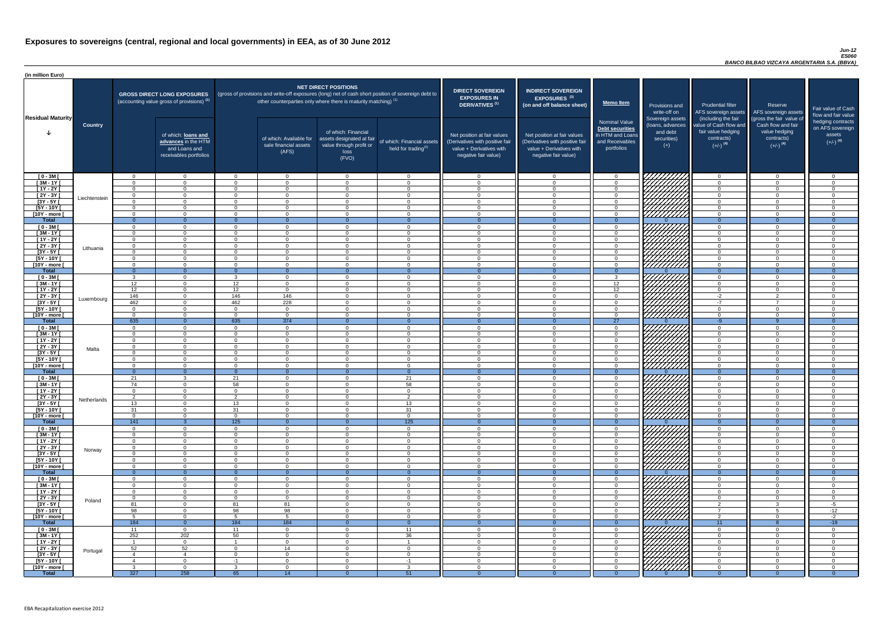# Exposures to sovereigns (central, regional and local governments) in EEA, as of 30 June 2012

*Jun-12*
*ES060*
*BANCO BILBAO VIZCAYA ARGENTARIA S.A. (BBVA)*

(in million Euro)

| Residual Maturity | Country | GROSS DIRECT LONG EXPOSURES (accounting value gross of provisions) (1) | of which: loans and advances in the HTM and Loans and receivables portfolios | NET DIRECT POSITIONS (gross of provisions and write-off exposures (long) net of cash short position of sovereign debt to other counterparties only where there is maturity matching) (1) | of which: Available for sale financial assets (AFS) | of which: Financial assets designated at fair value through profit or loss (FVO) | of which: Financial assets held for trading(2) | DIRECT SOVEREIGN EXPOSURES IN DERIVATIVES (1) Net position at fair values (Derivatives with positive fair value + Derivatives with negative fair value) | INDIRECT SOVEREIGN EXPOSURES (3) (on and off balance sheet) Net position at fair values (Derivatives with positive fair value + Derivatives with negative fair value) | Memo Item: Nominal Value Debt securities in HTM and Loans and Receivables portfolios | Provisions and write-off on Sovereign assets (loans, advances and debt securities) (+) | Prudential filter AFS sovereign assets (including the fair value of Cash flow and fair value hedging contracts) (+/-) (4) | Reserve AFS sovereign assets (gross the fair value of Cash flow and fair value hedging contracts) (+/-) (4) | Fair value of Cash flow and fair value hedging contracts on AFS sovereign assets (+/-) (4) |
|---|---|---|---|---|---|---|---|---|---|---|---|---|---|---|
| [ 0 - 3M [ | Liechtenstein | 0 | 0 | 0 | 0 | 0 | 0 | 0 | 0 | 0 | | 0 | 0 | 0 |
| [ 3M - 1Y [ | | 0 | 0 | 0 | 0 | 0 | 0 | 0 | 0 | 0 | | 0 | 0 | 0 |
| [ 1Y - 2Y [ | | 0 | 0 | 0 | 0 | 0 | 0 | 0 | 0 | 0 | | 0 | 0 | 0 |
| [ 2Y - 3Y [ | | 0 | 0 | 0 | 0 | 0 | 0 | 0 | 0 | 0 | | 0 | 0 | 0 |
| [3Y - 5Y [ | | 0 | 0 | 0 | 0 | 0 | 0 | 0 | 0 | 0 | | 0 | 0 | 0 |
| [5Y - 10Y [ | | 0 | 0 | 0 | 0 | 0 | 0 | 0 | 0 | 0 | | 0 | 0 | 0 |
| [10Y - more [ | | 0 | 0 | 0 | 0 | 0 | 0 | 0 | 0 | 0 | | 0 | 0 | 0 |
| **Total** | | 0 | 0 | 0 | 0 | 0 | 0 | 0 | 0 | 0 | 0 | 0 | 0 | 0 |
| [ 0 - 3M [ | Lithuania | 0 | 0 | 0 | 0 | 0 | 0 | 0 | 0 | 0 | | 0 | 0 | 0 |
| [ 3M - 1Y [ | | 0 | 0 | 0 | 0 | 0 | 0 | 0 | 0 | 0 | | 0 | 0 | 0 |
| [ 1Y - 2Y [ | | 0 | 0 | 0 | 0 | 0 | 0 | 0 | 0 | 0 | | 0 | 0 | 0 |
| [ 2Y - 3Y [ | | 0 | 0 | 0 | 0 | 0 | 0 | 0 | 0 | 0 | | 0 | 0 | 0 |
| [3Y - 5Y [ | | 0 | 0 | 0 | 0 | 0 | 0 | 0 | 0 | 0 | | 0 | 0 | 0 |
| [5Y - 10Y [ | | 0 | 0 | 0 | 0 | 0 | 0 | 0 | 0 | 0 | | 0 | 0 | 0 |
| [10Y - more [ | | 0 | 0 | 0 | 0 | 0 | 0 | 0 | 0 | 0 | | 0 | 0 | 0 |
| **Total** | | 0 | 0 | 0 | 0 | 0 | 0 | 0 | 0 | 0 | 0 | 0 | 0 | 0 |
| [ 0 - 3M [ | Luxembourg | 3 | 0 | 3 | 0 | 0 | 0 | 0 | 0 | 3 | | 0 | 0 | 0 |
| [ 3M - 1Y [ | | 12 | 0 | 12 | 0 | 0 | 0 | 0 | 0 | 12 | | 0 | 0 | 0 |
| [ 1Y - 2Y [ | | 12 | 0 | 12 | 0 | 0 | 0 | 0 | 0 | 12 | | 0 | 0 | 0 |
| [ 2Y - 3Y [ | | 146 | 0 | 146 | 146 | 0 | 0 | 0 | 0 | 0 | | -2 | 2 | 0 |
| [3Y - 5Y [ | | 462 | 0 | 462 | 228 | 0 | 0 | 0 | 0 | 0 | | -7 | 7 | 0 |
| [5Y - 10Y [ | | 0 | 0 | 0 | 0 | 0 | 0 | 0 | 0 | 0 | | 0 | 0 | 0 |
| [10Y - more [ | | 0 | 0 | 0 | 0 | 0 | 0 | 0 | 0 | 0 | | 0 | 0 | 0 |
| **Total** | | 635 | 0 | 635 | 374 | 0 | 0 | 0 | 0 | 27 | 0 | -9 | 9 | 0 |
| [ 0 - 3M [ | Malta | 0 | 0 | 0 | 0 | 0 | 0 | 0 | 0 | 0 | | 0 | 0 | 0 |
| [ 3M - 1Y [ | | 0 | 0 | 0 | 0 | 0 | 0 | 0 | 0 | 0 | | 0 | 0 | 0 |
| [ 1Y - 2Y [ | | 0 | 0 | 0 | 0 | 0 | 0 | 0 | 0 | 0 | | 0 | 0 | 0 |
| [ 2Y - 3Y [ | | 0 | 0 | 0 | 0 | 0 | 0 | 0 | 0 | 0 | | 0 | 0 | 0 |
| [3Y - 5Y [ | | 0 | 0 | 0 | 0 | 0 | 0 | 0 | 0 | 0 | | 0 | 0 | 0 |
| [5Y - 10Y [ | | 0 | 0 | 0 | 0 | 0 | 0 | 0 | 0 | 0 | | 0 | 0 | 0 |
| [10Y - more [ | | 0 | 0 | 0 | 0 | 0 | 0 | 0 | 0 | 0 | | 0 | 0 | 0 |
| **Total** | | 0 | 0 | 0 | 0 | 0 | 0 | 0 | 0 | 0 | 0 | 0 | 0 | 0 |
| [ 0 - 3M [ | Netherlands | 21 | 3 | 21 | 0 | 0 | 21 | 0 | 0 | 0 | | 0 | 0 | 0 |
| [ 3M - 1Y [ | | 74 | 0 | 58 | 0 | 0 | 58 | 0 | 0 | 0 | | 0 | 0 | 0 |
| [ 1Y - 2Y [ | | 0 | 0 | 0 | 0 | 0 | 0 | 0 | 0 | 0 | | 0 | 0 | 0 |
| [ 2Y - 3Y [ | | 2 | 0 | 2 | 0 | 0 | 2 | 0 | 0 | 0 | | 0 | 0 | 0 |
| [3Y - 5Y [ | | 13 | 0 | 13 | 0 | 0 | 13 | 0 | 0 | 0 | | 0 | 0 | 0 |
| [5Y - 10Y [ | | 31 | 0 | 31 | 0 | 0 | 31 | 0 | 0 | 0 | | 0 | 0 | 0 |
| [10Y - more [ | | 0 | 0 | 0 | 0 | 0 | 0 | 0 | 0 | 0 | | 0 | 0 | 0 |
| **Total** | | 141 | 3 | 125 | 0 | 0 | 125 | 0 | 0 | 0 | 0 | 0 | 0 | 0 |
| [ 0 - 3M [ | Norway | 0 | 0 | 0 | 0 | 0 | 0 | 0 | 0 | 0 | | 0 | 0 | 0 |
| [ 3M - 1Y [ | | 0 | 0 | 0 | 0 | 0 | 0 | 0 | 0 | 0 | | 0 | 0 | 0 |
| [ 1Y - 2Y [ | | 0 | 0 | 0 | 0 | 0 | 0 | 0 | 0 | 0 | | 0 | 0 | 0 |
| [ 2Y - 3Y [ | | 0 | 0 | 0 | 0 | 0 | 0 | 0 | 0 | 0 | | 0 | 0 | 0 |
| [3Y - 5Y [ | | 0 | 0 | 0 | 0 | 0 | 0 | 0 | 0 | 0 | | 0 | 0 | 0 |
| [5Y - 10Y [ | | 0 | 0 | 0 | 0 | 0 | 0 | 0 | 0 | 0 | | 0 | 0 | 0 |
| [10Y - more [ | | 0 | 0 | 0 | 0 | 0 | 0 | 0 | 0 | 0 | | 0 | 0 | 0 |
| **Total** | | 0 | 0 | 0 | 0 | 0 | 0 | 0 | 0 | 0 | 0 | 0 | 0 | 0 |
| [ 0 - 3M [ | Poland | 0 | 0 | 0 | 0 | 0 | 0 | 0 | 0 | 0 | | 0 | 0 | 0 |
| [ 3M - 1Y [ | | 0 | 0 | 0 | 0 | 0 | 0 | 0 | 0 | 0 | | 0 | 0 | 0 |
| [ 1Y - 2Y [ | | 0 | 0 | 0 | 0 | 0 | 0 | 0 | 0 | 0 | | 0 | 0 | 0 |
| [ 2Y - 3Y [ | | 0 | 0 | 0 | 0 | 0 | 0 | 0 | 0 | 0 | | 0 | 0 | 0 |
| [3Y - 5Y [ | | 81 | 0 | 81 | 81 | 0 | 0 | 0 | 0 | 0 | | 2 | 3 | -5 |
| [5Y - 10Y [ | | 98 | 0 | 98 | 98 | 0 | 0 | 0 | 0 | 0 | | 7 | 5 | -12 |
| [10Y - more [ | | 5 | 0 | 5 | 5 | 0 | 0 | 0 | 0 | 0 | | 2 | 0 | -2 |
| **Total** | | 184 | 0 | 184 | 184 | 0 | 0 | 0 | 0 | 0 | 0 | 11 | 8 | -19 |
| [ 0 - 3M [ | Portugal | 11 | 0 | 11 | 0 | 0 | 11 | 0 | 0 | 0 | | 0 | 0 | 0 |
| [ 3M - 1Y [ | | 252 | 202 | 50 | 0 | 0 | 36 | 0 | 0 | 0 | | 0 | 0 | 0 |
| [ 1Y - 2Y [ | | 1 | 0 | 1 | 0 | 0 | 1 | 0 | 0 | 0 | | 0 | 0 | 0 |
| [ 2Y - 3Y [ | | 52 | 52 | 0 | 14 | 0 | 0 | 0 | 0 | 0 | | 0 | 0 | 0 |
| [3Y - 5Y [ | | 4 | 4 | 0 | 0 | 0 | 0 | 0 | 0 | 0 | | 0 | 0 | 0 |
| [5Y - 10Y [ | | 4 | 0 | -1 | 0 | 0 | -1 | 0 | 0 | 0 | | 0 | 0 | 0 |
| [10Y - more [ | | 3 | 0 | 3 | 0 | 0 | 3 | 0 | 0 | 0 | | 0 | 0 | 0 |
| **Total** | | 327 | 258 | 65 | 14 | 0 | 51 | 0 | 0 | 0 | 0 | 0 | 0 | 0 |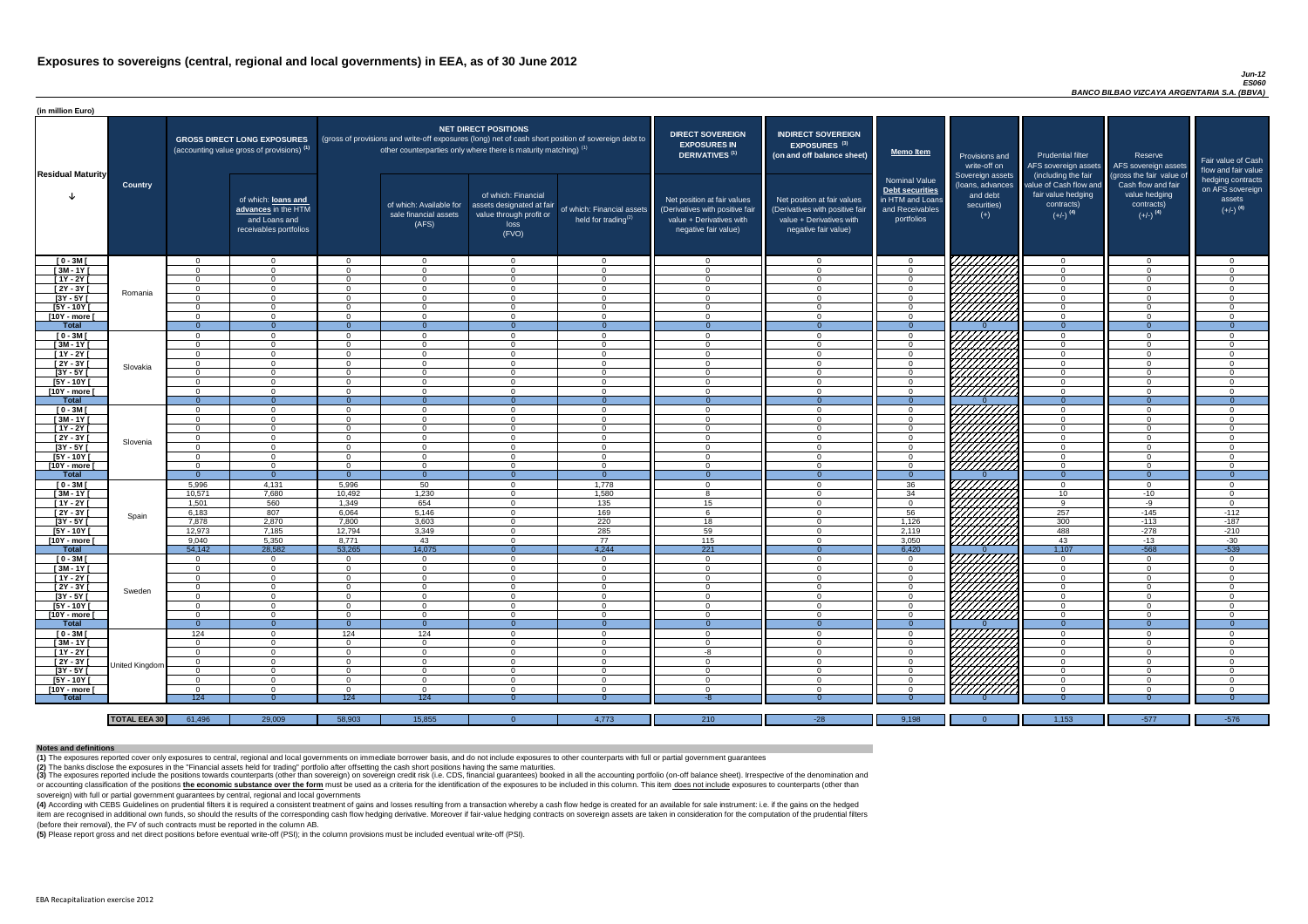# Exposures to sovereigns (central, regional and local governments) in EEA, as of 30 June 2012

*Jun-12*
*ES060*
*BANCO BILBAO VIZCAYA ARGENTARIA S.A. (BBVA)*

(in million Euro)

| Residual Maturity | Country | GROSS DIRECT LONG EXPOSURES (accounting value gross of provisions) (1) | | NET DIRECT POSITIONS (gross of provisions and write-off exposures (long) net of cash short position of sovereign debt to other counterparties only where there is maturity matching) (1) | | | | DIRECT SOVEREIGN EXPOSURES IN DERIVATIVES (1) | INDIRECT SOVEREIGN EXPOSURES (3) (on and off balance sheet) | Memo Item | Provisions and write-off on Sovereign assets (loans, advances and debt securities) (+) | Prudential filter AFS sovereign assets (including the fair value of Cash flow and fair value hedging contracts) (+/-) (4) | Reserve AFS sovereign assets (gross the fair value of Cash flow and fair value hedging contracts) (+/-) (4) | Fair value of Cash flow and fair value hedging contracts on AFS sovereign assets (+/-) (4) |
|---|---|---|---|---|---|---|---|---|---|---|---|---|---|---|
| | | | of which: loans and advances in the HTM and Loans and receivables portfolios | | of which: Available for sale financial assets (AFS) | of which: Financial assets designated at fair value through profit or loss (FVO) | of which: Financial assets held for trading(2) | Net position at fair values (Derivatives with positive fair value + Derivatives with negative fair value) | Net position at fair values (Derivatives with positive fair value + Derivatives with negative fair value) | Nominal Value Debt securities in HTM and Loans and Receivables portfolios | | | | |
| [ 0 - 3M [ | Romania | 0 | 0 | 0 | 0 | 0 | 0 | 0 | 0 | 0 | | 0 | 0 | 0 |
| [ 3M - 1Y [ | | 0 | 0 | 0 | 0 | 0 | 0 | 0 | 0 | 0 | | 0 | 0 | 0 |
| [ 1Y - 2Y [ | | 0 | 0 | 0 | 0 | 0 | 0 | 0 | 0 | 0 | | 0 | 0 | 0 |
| [ 2Y - 3Y [ | | 0 | 0 | 0 | 0 | 0 | 0 | 0 | 0 | 0 | | 0 | 0 | 0 |
| [3Y - 5Y [ | | 0 | 0 | 0 | 0 | 0 | 0 | 0 | 0 | 0 | | 0 | 0 | 0 |
| [5Y - 10Y [ | | 0 | 0 | 0 | 0 | 0 | 0 | 0 | 0 | 0 | | 0 | 0 | 0 |
| [10Y - more [ | | 0 | 0 | 0 | 0 | 0 | 0 | 0 | 0 | 0 | | 0 | 0 | 0 |
| Total | | 0 | 0 | 0 | 0 | 0 | 0 | 0 | 0 | 0 | 0 | 0 | 0 | 0 |
| [ 0 - 3M [ | Slovakia | 0 | 0 | 0 | 0 | 0 | 0 | 0 | 0 | 0 | | 0 | 0 | 0 |
| [ 3M - 1Y [ | | 0 | 0 | 0 | 0 | 0 | 0 | 0 | 0 | 0 | | 0 | 0 | 0 |
| [ 1Y - 2Y [ | | 0 | 0 | 0 | 0 | 0 | 0 | 0 | 0 | 0 | | 0 | 0 | 0 |
| [ 2Y - 3Y [ | | 0 | 0 | 0 | 0 | 0 | 0 | 0 | 0 | 0 | | 0 | 0 | 0 |
| [3Y - 5Y [ | | 0 | 0 | 0 | 0 | 0 | 0 | 0 | 0 | 0 | | 0 | 0 | 0 |
| [5Y - 10Y [ | | 0 | 0 | 0 | 0 | 0 | 0 | 0 | 0 | 0 | | 0 | 0 | 0 |
| [10Y - more [ | | 0 | 0 | 0 | 0 | 0 | 0 | 0 | 0 | 0 | | 0 | 0 | 0 |
| Total | | 0 | 0 | 0 | 0 | 0 | 0 | 0 | 0 | 0 | 0 | 0 | 0 | 0 |
| [ 0 - 3M [ | Slovenia | 0 | 0 | 0 | 0 | 0 | 0 | 0 | 0 | 0 | | 0 | 0 | 0 |
| [ 3M - 1Y [ | | 0 | 0 | 0 | 0 | 0 | 0 | 0 | 0 | 0 | | 0 | 0 | 0 |
| [ 1Y - 2Y [ | | 0 | 0 | 0 | 0 | 0 | 0 | 0 | 0 | 0 | | 0 | 0 | 0 |
| [ 2Y - 3Y [ | | 0 | 0 | 0 | 0 | 0 | 0 | 0 | 0 | 0 | | 0 | 0 | 0 |
| [3Y - 5Y [ | | 0 | 0 | 0 | 0 | 0 | 0 | 0 | 0 | 0 | | 0 | 0 | 0 |
| [5Y - 10Y [ | | 0 | 0 | 0 | 0 | 0 | 0 | 0 | 0 | 0 | | 0 | 0 | 0 |
| [10Y - more [ | | 0 | 0 | 0 | 0 | 0 | 0 | 0 | 0 | 0 | | 0 | 0 | 0 |
| Total | | 0 | 0 | 0 | 0 | 0 | 0 | 0 | 0 | 0 | 0 | 0 | 0 | 0 |
| [ 0 - 3M [ | Spain | 5,996 | 4,131 | 5,996 | 50 | 0 | 1,778 | 0 | 0 | 36 | | 0 | 0 | 0 |
| [ 3M - 1Y [ | | 10,571 | 7,680 | 10,492 | 1,230 | 0 | 1,580 | 8 | 0 | 34 | | 10 | -10 | 0 |
| [ 1Y - 2Y [ | | 1,501 | 560 | 1,349 | 654 | 0 | 135 | 15 | 0 | 0 | | 9 | -9 | 0 |
| [ 2Y - 3Y [ | | 6,183 | 807 | 6,064 | 5,146 | 0 | 169 | 6 | 0 | 56 | | 257 | -145 | -112 |
| [3Y - 5Y [ | | 7,878 | 2,870 | 7,800 | 3,603 | 0 | 220 | 18 | 0 | 1,126 | | 300 | -113 | -187 |
| [5Y - 10Y [ | | 12,973 | 7,185 | 12,794 | 3,349 | 0 | 285 | 59 | 0 | 2,119 | | 488 | -278 | -210 |
| [10Y - more [ | | 9,040 | 5,350 | 8,771 | 43 | 0 | 77 | 115 | 0 | 3,050 | | 43 | -13 | -30 |
| Total | | 54,142 | 28,582 | 53,265 | 14,075 | 0 | 4,244 | 221 | 0 | 6,420 | 0 | 1,107 | -568 | -539 |
| [ 0 - 3M [ | Sweden | 0 | 0 | 0 | 0 | 0 | 0 | 0 | 0 | 0 | | 0 | 0 | 0 |
| [ 3M - 1Y [ | | 0 | 0 | 0 | 0 | 0 | 0 | 0 | 0 | 0 | | 0 | 0 | 0 |
| [ 1Y - 2Y [ | | 0 | 0 | 0 | 0 | 0 | 0 | 0 | 0 | 0 | | 0 | 0 | 0 |
| [ 2Y - 3Y [ | | 0 | 0 | 0 | 0 | 0 | 0 | 0 | 0 | 0 | | 0 | 0 | 0 |
| [3Y - 5Y [ | | 0 | 0 | 0 | 0 | 0 | 0 | 0 | 0 | 0 | | 0 | 0 | 0 |
| [5Y - 10Y [ | | 0 | 0 | 0 | 0 | 0 | 0 | 0 | 0 | 0 | | 0 | 0 | 0 |
| [10Y - more [ | | 0 | 0 | 0 | 0 | 0 | 0 | 0 | 0 | 0 | | 0 | 0 | 0 |
| Total | | 0 | 0 | 0 | 0 | 0 | 0 | 0 | 0 | 0 | 0 | 0 | 0 | 0 |
| [ 0 - 3M [ | United Kingdom | 124 | 0 | 124 | 124 | 0 | 0 | 0 | 0 | 0 | | 0 | 0 | 0 |
| [ 3M - 1Y [ | | 0 | 0 | 0 | 0 | 0 | 0 | 0 | 0 | 0 | | 0 | 0 | 0 |
| [ 1Y - 2Y [ | | 0 | 0 | 0 | 0 | 0 | 0 | -8 | 0 | 0 | | 0 | 0 | 0 |
| [ 2Y - 3Y [ | | 0 | 0 | 0 | 0 | 0 | 0 | 0 | 0 | 0 | | 0 | 0 | 0 |
| [3Y - 5Y [ | | 0 | 0 | 0 | 0 | 0 | 0 | 0 | 0 | 0 | | 0 | 0 | 0 |
| [5Y - 10Y [ | | 0 | 0 | 0 | 0 | 0 | 0 | 0 | 0 | 0 | | 0 | 0 | 0 |
| [10Y - more [ | | 0 | 0 | 0 | 0 | 0 | 0 | 0 | 0 | 0 | | 0 | 0 | 0 |
| Total | | 124 | 0 | 124 | 124 | 0 | 0 | -8 | 0 | 0 | 0 | 0 | 0 | 0 |
| | TOTAL EEA 30 | 61,496 | 29,009 | 58,903 | 15,855 | 0 | 4,773 | 210 | -28 | 9,198 | 0 | 1,153 | -577 | -576 |

**Notes and definitions**

**(1)** The exposures reported cover only exposures to central, regional and local governments on immediate borrower basis, and do not include exposures to other counterparts with full or partial government guarantees

**(2)** The banks disclose the exposures in the "Financial assets held for trading" portfolio after offsetting the cash short positions having the same maturities.

**(3)** The exposures reported include the positions towards counterparts (other than sovereign) on sovereign credit risk (i.e. CDS, financial guarantees) booked in all the accounting portfolio (on-off balance sheet). Irrespective of the denomination and or accounting classification of the positions **the economic substance over the form** must be used as a criteria for the identification of the exposures to be included in this column. This item does not include exposures to counterparts (other than sovereign) with full or partial government guarantees by central, regional and local governments

**(4)** According with CEBS Guidelines on prudential filters it is required a consistent treatment of gains and losses resulting from a transaction whereby a cash flow hedge is created for an available for sale instrument: i.e. if the gains on the hedged item are recognised in additional own funds, so should the results of the corresponding cash flow hedging derivative. Moreover if fair-value hedging contracts on sovereign assets are taken in consideration for the computation of the prudential filters (before their removal), the FV of such contracts must be reported in the column AB.

**(5)** Please report gross and net direct positions before eventual write-off (PSI); in the column provisions must be included eventual write-off (PSI).